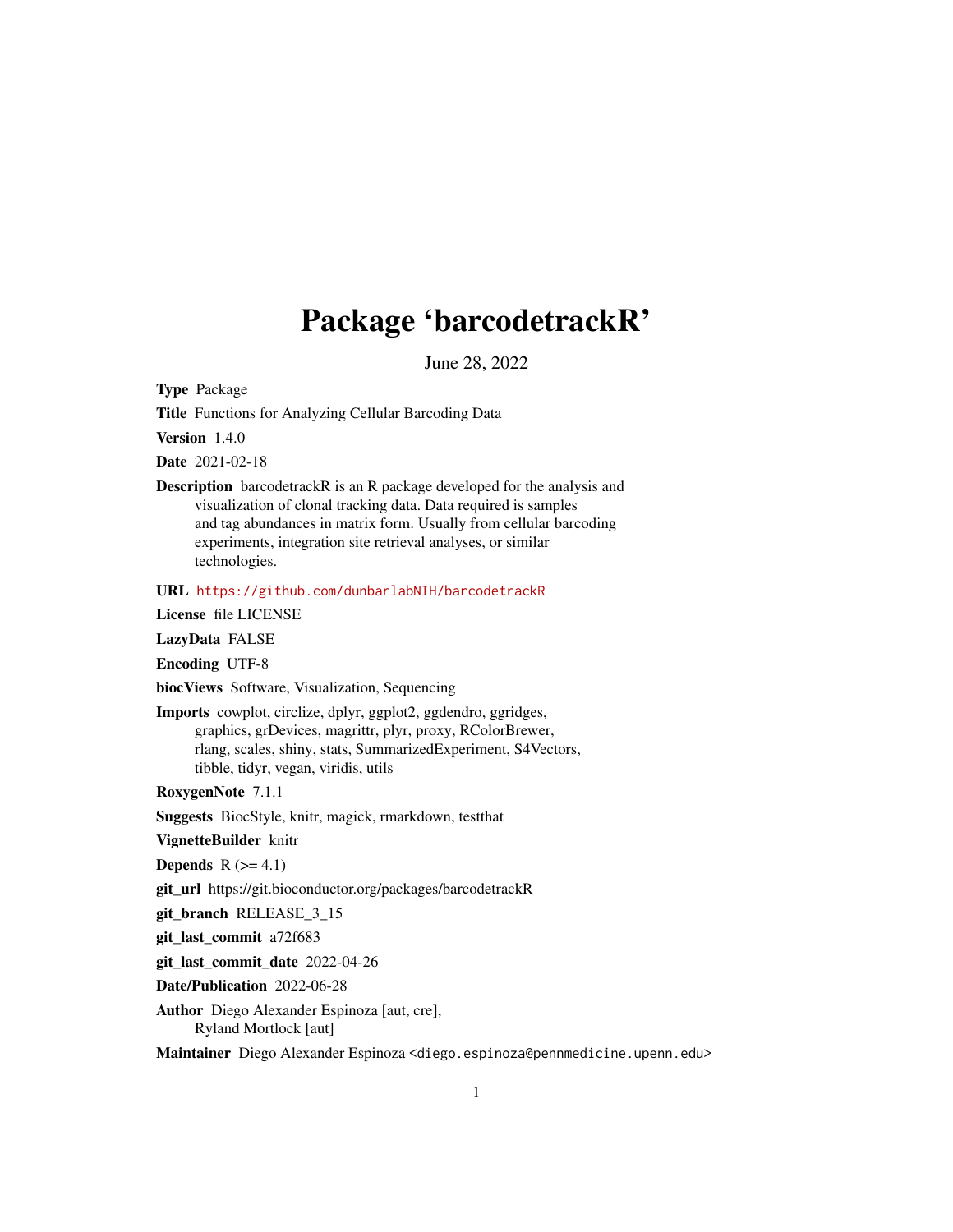# Package 'barcodetrackR'

June 28, 2022

**Type** Package

**Title** Functions for Analyzing Cellular Barcoding Data

**Version** 1.4.0

**Date** 2021-02-18

**Description** barcodetrackR is an R package developed for the analysis and visualization of clonal tracking data. Data required is samples and tag abundances in matrix form. Usually from cellular barcoding experiments, integration site retrieval analyses, or similar technologies.

**URL** https://github.com/dunbarlabNIH/barcodetrackR

**License** file LICENSE

**LazyData** FALSE

**Encoding** UTF-8

**biocViews** Software, Visualization, Sequencing

**Imports** cowplot, circlize, dplyr, ggplot2, ggdendro, ggridges, graphics, grDevices, magrittr, plyr, proxy, RColorBrewer, rlang, scales, shiny, stats, SummarizedExperiment, S4Vectors, tibble, tidyr, vegan, viridis, utils

**RoxygenNote** 7.1.1

**Suggests** BiocStyle, knitr, magick, rmarkdown, testthat

**VignetteBuilder** knitr

**Depends** R (>= 4.1)

**git_url** https://git.bioconductor.org/packages/barcodetrackR

**git_branch** RELEASE_3_15

**git_last_commit** a72f683

**git_last_commit_date** 2022-04-26

**Date/Publication** 2022-06-28

**Author** Diego Alexander Espinoza [aut, cre], Ryland Mortlock [aut]

**Maintainer** Diego Alexander Espinoza <diego.espinoza@pennmedicine.upenn.edu>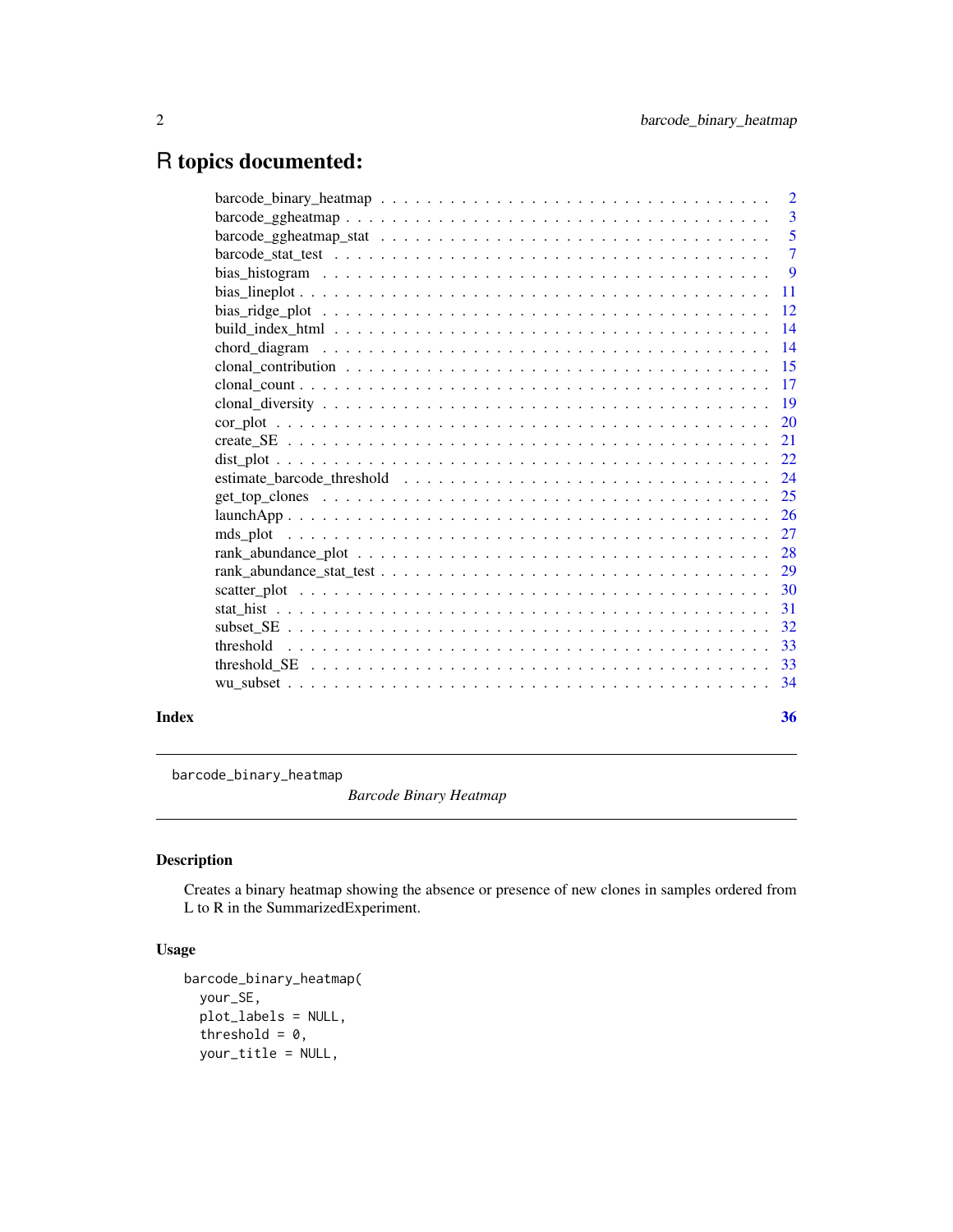# R topics documented:

| | |
|---|---|
| barcode_binary_heatmap | 2 |
| barcode_ggheatmap | 3 |
| barcode_ggheatmap_stat | 5 |
| barcode_stat_test | 7 |
| bias_histogram | 9 |
| bias_lineplot | 11 |
| bias_ridge_plot | 12 |
| build_index_html | 14 |
| chord_diagram | 14 |
| clonal_contribution | 15 |
| clonal_count | 17 |
| clonal_diversity | 19 |
| cor_plot | 20 |
| create_SE | 21 |
| dist_plot | 22 |
| estimate_barcode_threshold | 24 |
| get_top_clones | 25 |
| launchApp | 26 |
| mds_plot | 27 |
| rank_abundance_plot | 28 |
| rank_abundance_stat_test | 29 |
| scatter_plot | 30 |
| stat_hist | 31 |
| subset_SE | 32 |
| threshold | 33 |
| threshold_SE | 33 |
| wu_subset | 34 |

**Index** **36**

---

`barcode_binary_heatmap` *Barcode Binary Heatmap*

---

## Description

Creates a binary heatmap showing the absence or presence of new clones in samples ordered from L to R in the SummarizedExperiment.

## Usage

```
barcode_binary_heatmap(
  your_SE,
  plot_labels = NULL,
  threshold = 0,
  your_title = NULL,
```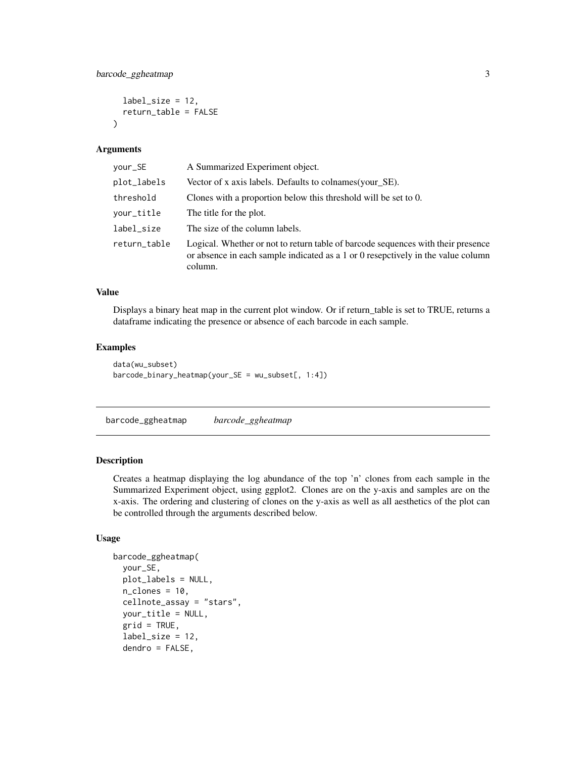```
  label_size = 12,
  return_table = FALSE
)
```

### Arguments

| | |
|---|---|
| your_SE | A Summarized Experiment object. |
| plot_labels | Vector of x axis labels. Defaults to colnames(your_SE). |
| threshold | Clones with a proportion below this threshold will be set to 0. |
| your_title | The title for the plot. |
| label_size | The size of the column labels. |
| return_table | Logical. Whether or not to return table of barcode sequences with their presence or absence in each sample indicated as a 1 or 0 resepctively in the value column column. |

### Value

Displays a binary heat map in the current plot window. Or if return_table is set to TRUE, returns a dataframe indicating the presence or absence of each barcode in each sample.

### Examples

```
data(wu_subset)
barcode_binary_heatmap(your_SE = wu_subset[, 1:4])
```

---

## barcode_ggheatmap &nbsp;&nbsp;&nbsp; *barcode_ggheatmap*

### Description

Creates a heatmap displaying the log abundance of the top 'n' clones from each sample in the Summarized Experiment object, using ggplot2. Clones are on the y-axis and samples are on the x-axis. The ordering and clustering of clones on the y-axis as well as all aesthetics of the plot can be controlled through the arguments described below.

### Usage

```
barcode_ggheatmap(
  your_SE,
  plot_labels = NULL,
  n_clones = 10,
  cellnote_assay = "stars",
  your_title = NULL,
  grid = TRUE,
  label_size = 12,
  dendro = FALSE,
```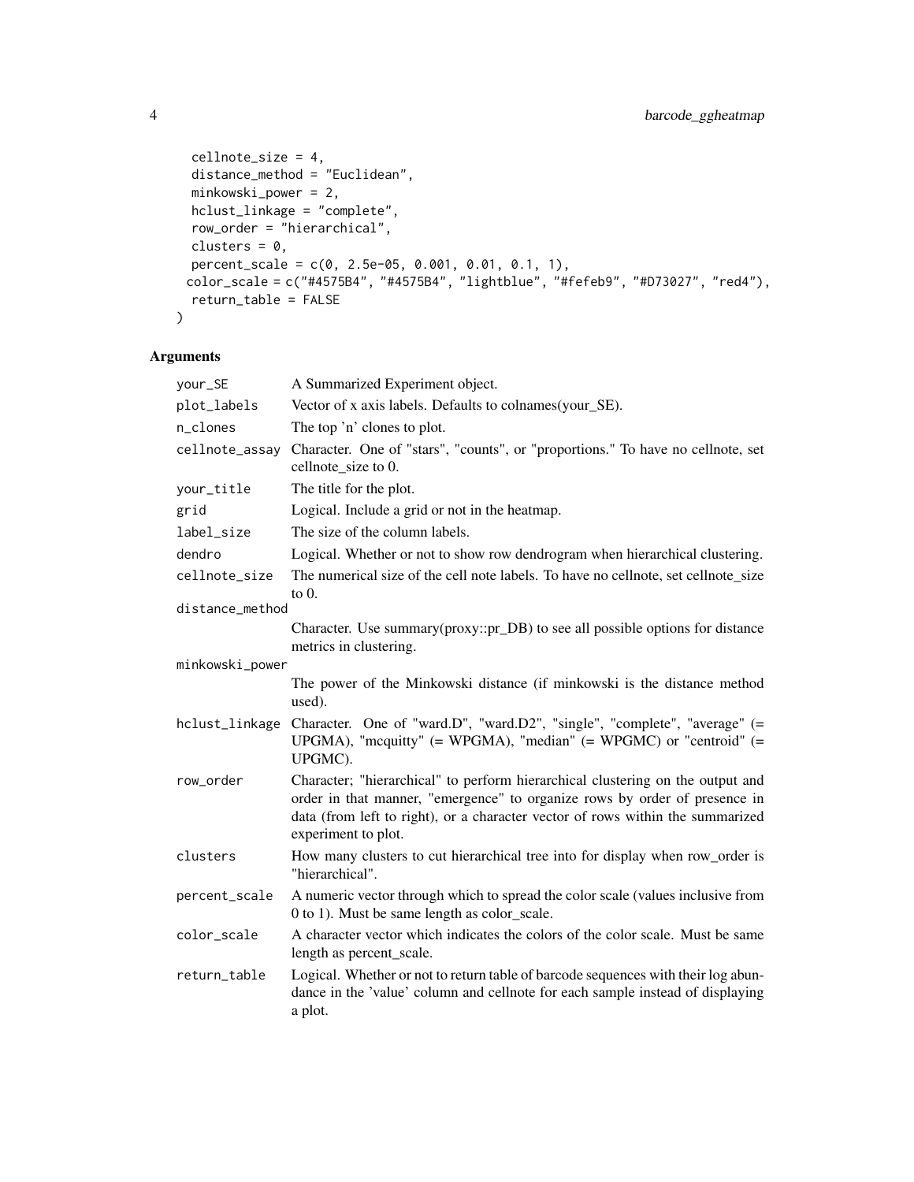```
  cellnote_size = 4,
  distance_method = "Euclidean",
  minkowski_power = 2,
  hclust_linkage = "complete",
  row_order = "hierarchical",
  clusters = 0,
  percent_scale = c(0, 2.5e-05, 0.001, 0.01, 0.1, 1),
 color_scale = c("#4575B4", "#4575B4", "lightblue", "#fefeb9", "#D73027", "red4"),
  return_table = FALSE
)
```

## Arguments

| | |
|---|---|
| your_SE | A Summarized Experiment object. |
| plot_labels | Vector of x axis labels. Defaults to colnames(your_SE). |
| n_clones | The top 'n' clones to plot. |
| cellnote_assay | Character. One of "stars", "counts", or "proportions." To have no cellnote, set cellnote_size to 0. |
| your_title | The title for the plot. |
| grid | Logical. Include a grid or not in the heatmap. |
| label_size | The size of the column labels. |
| dendro | Logical. Whether or not to show row dendrogram when hierarchical clustering. |
| cellnote_size | The numerical size of the cell note labels. To have no cellnote, set cellnote_size to 0. |
| distance_method | Character. Use summary(proxy::pr_DB) to see all possible options for distance metrics in clustering. |
| minkowski_power | The power of the Minkowski distance (if minkowski is the distance method used). |
| hclust_linkage | Character. One of "ward.D", "ward.D2", "single", "complete", "average" (= UPGMA), "mcquitty" (= WPGMA), "median" (= WPGMC) or "centroid" (= UPGMC). |
| row_order | Character; "hierarchical" to perform hierarchical clustering on the output and order in that manner, "emergence" to organize rows by order of presence in data (from left to right), or a character vector of rows within the summarized experiment to plot. |
| clusters | How many clusters to cut hierarchical tree into for display when row_order is "hierarchical". |
| percent_scale | A numeric vector through which to spread the color scale (values inclusive from 0 to 1). Must be same length as color_scale. |
| color_scale | A character vector which indicates the colors of the color scale. Must be same length as percent_scale. |
| return_table | Logical. Whether or not to return table of barcode sequences with their log abundance in the 'value' column and cellnote for each sample instead of displaying a plot. |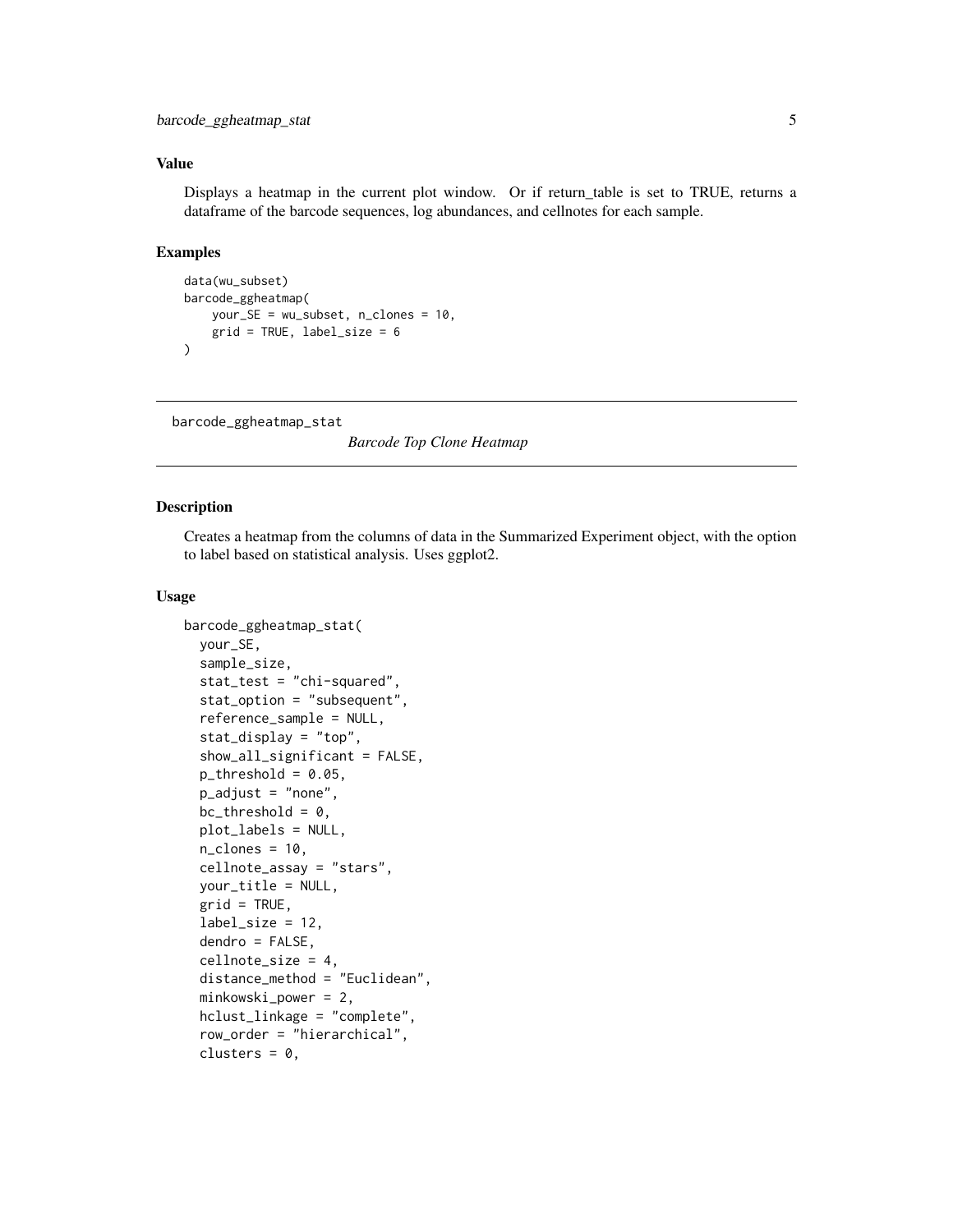### Value

Displays a heatmap in the current plot window. Or if return_table is set to TRUE, returns a dataframe of the barcode sequences, log abundances, and cellnotes for each sample.

### Examples

```
data(wu_subset)
barcode_ggheatmap(
    your_SE = wu_subset, n_clones = 10,
    grid = TRUE, label_size = 6
)
```

---

## barcode_ggheatmap_stat

*Barcode Top Clone Heatmap*

---

### Description

Creates a heatmap from the columns of data in the Summarized Experiment object, with the option to label based on statistical analysis. Uses ggplot2.

### Usage

```
barcode_ggheatmap_stat(
  your_SE,
  sample_size,
  stat_test = "chi-squared",
  stat_option = "subsequent",
  reference_sample = NULL,
  stat_display = "top",
  show_all_significant = FALSE,
  p_threshold = 0.05,
  p_adjust = "none",
  bc_threshold = 0,
  plot_labels = NULL,
  n_clones = 10,
  cellnote_assay = "stars",
  your_title = NULL,
  grid = TRUE,
  label_size = 12,
  dendro = FALSE,
  cellnote_size = 4,
  distance_method = "Euclidean",
  minkowski_power = 2,
  hclust_linkage = "complete",
  row_order = "hierarchical",
  clusters = 0,
```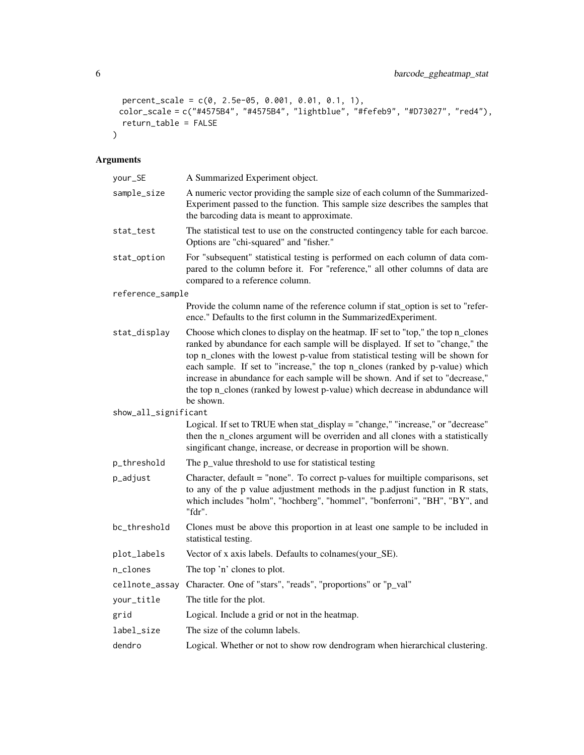```
  percent_scale = c(0, 2.5e-05, 0.001, 0.01, 0.1, 1),
  color_scale = c("#4575B4", "#4575B4", "lightblue", "#fefeb9", "#D73027", "red4"),
  return_table = FALSE
)
```

## Arguments

| Argument | Description |
|---|---|
| your_SE | A Summarized Experiment object. |
| sample_size | A numeric vector providing the sample size of each column of the Summarized-Experiment passed to the function. This sample size describes the samples that the barcoding data is meant to approximate. |
| stat_test | The statistical test to use on the constructed contingency table for each barcoe. Options are "chi-squared" and "fisher." |
| stat_option | For "subsequent" statistical testing is performed on each column of data compared to the column before it. For "reference," all other columns of data are compared to a reference column. |
| reference_sample | Provide the column name of the reference column if stat_option is set to "reference." Defaults to the first column in the SummarizedExperiment. |
| stat_display | Choose which clones to display on the heatmap. IF set to "top," the top n_clones ranked by abundance for each sample will be displayed. If set to "change," the top n_clones with the lowest p-value from statistical testing will be shown for each sample. If set to "increase," the top n_clones (ranked by p-value) which increase in abundance for each sample will be shown. And if set to "decrease," the top n_clones (ranked by lowest p-value) which decrease in abdundance will be shown. |
| show_all_significant | Logical. If set to TRUE when stat_display = "change," "increase," or "decrease" then the n_clones argument will be overriden and all clones with a statistically singificant change, increase, or decrease in proportion will be shown. |
| p_threshold | The p_value threshold to use for statistical testing |
| p_adjust | Character, default = "none". To correct p-values for muiltiple comparisons, set to any of the p value adjustment methods in the p.adjust function in R stats, which includes "holm", "hochberg", "hommel", "bonferroni", "BH", "BY", and "fdr". |
| bc_threshold | Clones must be above this proportion in at least one sample to be included in statistical testing. |
| plot_labels | Vector of x axis labels. Defaults to colnames(your_SE). |
| n_clones | The top 'n' clones to plot. |
| cellnote_assay | Character. One of "stars", "reads", "proportions" or "p_val" |
| your_title | The title for the plot. |
| grid | Logical. Include a grid or not in the heatmap. |
| label_size | The size of the column labels. |
| dendro | Logical. Whether or not to show row dendrogram when hierarchical clustering. |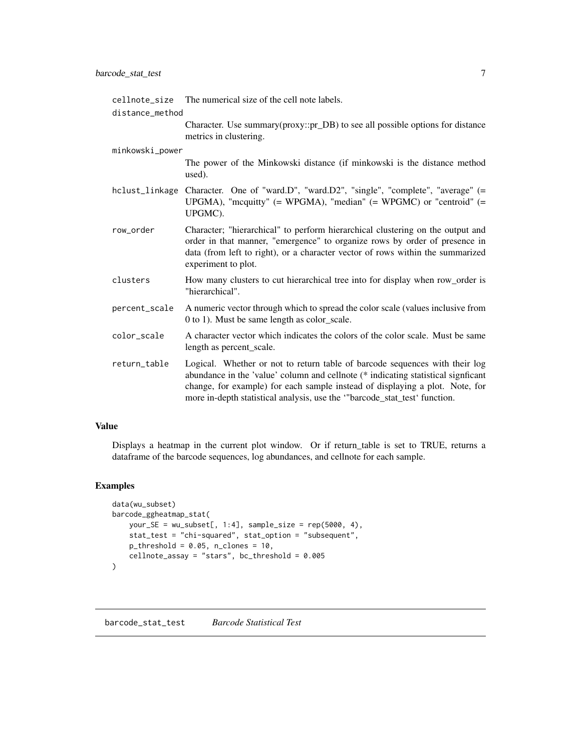cellnote_size
: The numerical size of the cell note labels.

distance_method
: Character. Use summary(proxy::pr_DB) to see all possible options for distance metrics in clustering.

minkowski_power
: The power of the Minkowski distance (if minkowski is the distance method used).

hclust_linkage
: Character. One of "ward.D", "ward.D2", "single", "complete", "average" (= UPGMA), "mcquitty" (= WPGMA), "median" (= WPGMC) or "centroid" (= UPGMC).

row_order
: Character; "hierarchical" to perform hierarchical clustering on the output and order in that manner, "emergence" to organize rows by order of presence in data (from left to right), or a character vector of rows within the summarized experiment to plot.

clusters
: How many clusters to cut hierarchical tree into for display when row_order is "hierarchical".

percent_scale
: A numeric vector through which to spread the color scale (values inclusive from 0 to 1). Must be same length as color_scale.

color_scale
: A character vector which indicates the colors of the color scale. Must be same length as percent_scale.

return_table
: Logical. Whether or not to return table of barcode sequences with their log abundance in the 'value' column and cellnote (* indicating statistical signficant change, for example) for each sample instead of displaying a plot. Note, for more in-depth statistical analysis, use the '"barcode_stat_test' function.

### Value

Displays a heatmap in the current plot window. Or if return_table is set to TRUE, returns a dataframe of the barcode sequences, log abundances, and cellnote for each sample.

### Examples

```
data(wu_subset)
barcode_ggheatmap_stat(
    your_SE = wu_subset[, 1:4], sample_size = rep(5000, 4),
    stat_test = "chi-squared", stat_option = "subsequent",
    p_threshold = 0.05, n_clones = 10,
    cellnote_assay = "stars", bc_threshold = 0.005
)
```

---

## barcode_stat_test *Barcode Statistical Test*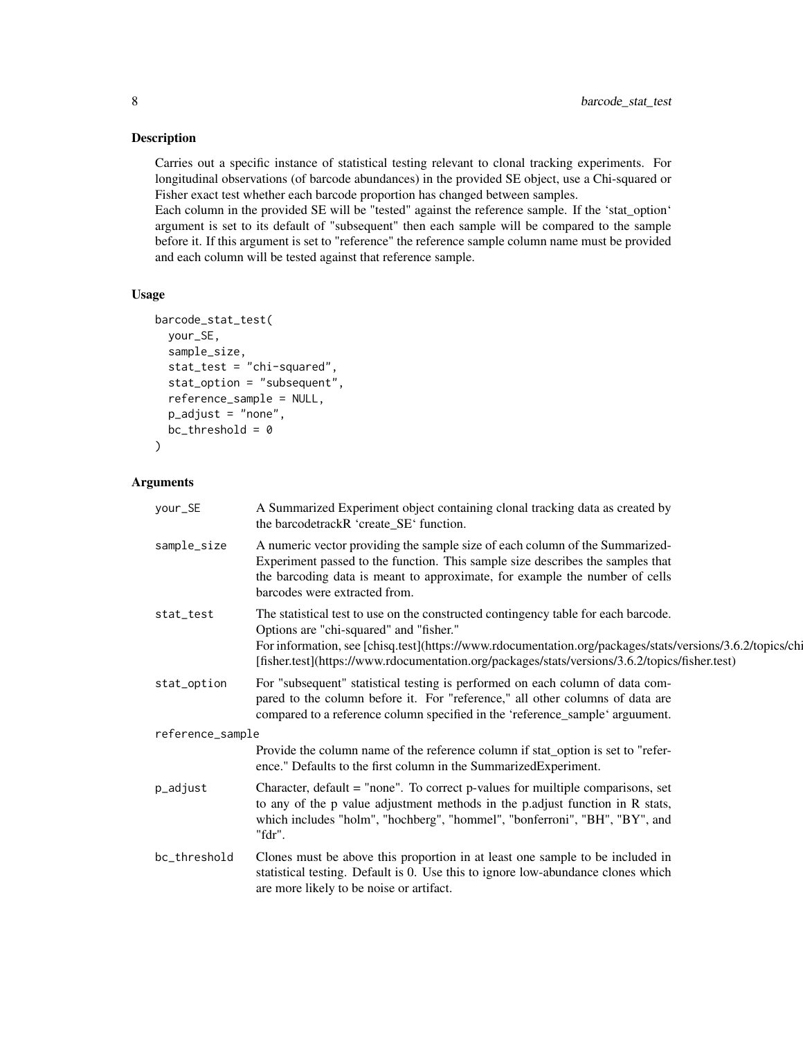## Description

Carries out a specific instance of statistical testing relevant to clonal tracking experiments. For longitudinal observations (of barcode abundances) in the provided SE object, use a Chi-squared or Fisher exact test whether each barcode proportion has changed between samples.
Each column in the provided SE will be "tested" against the reference sample. If the 'stat_option' argument is set to its default of "subsequent" then each sample will be compared to the sample before it. If this argument is set to "reference" the reference sample column name must be provided and each column will be tested against that reference sample.

## Usage

```
barcode_stat_test(
  your_SE,
  sample_size,
  stat_test = "chi-squared",
  stat_option = "subsequent",
  reference_sample = NULL,
  p_adjust = "none",
  bc_threshold = 0
)
```

## Arguments

| Argument | Description |
|---|---|
| your_SE | A Summarized Experiment object containing clonal tracking data as created by the barcodetrackR 'create_SE' function. |
| sample_size | A numeric vector providing the sample size of each column of the Summarized-Experiment passed to the function. This sample size describes the samples that the barcoding data is meant to approximate, for example the number of cells barcodes were extracted from. |
| stat_test | The statistical test to use on the constructed contingency table for each barcode. Options are "chi-squared" and "fisher." For information, see [chisq.test](https://www.rdocumentation.org/packages/stats/versions/3.6.2/topics/chi [fisher.test](https://www.rdocumentation.org/packages/stats/versions/3.6.2/topics/fisher.test) |
| stat_option | For "subsequent" statistical testing is performed on each column of data compared to the column before it. For "reference," all other columns of data are compared to a reference column specified in the 'reference_sample' arguument. |
| reference_sample | Provide the column name of the reference column if stat_option is set to "reference." Defaults to the first column in the SummarizedExperiment. |
| p_adjust | Character, default = "none". To correct p-values for muiltiple comparisons, set to any of the p value adjustment methods in the p.adjust function in R stats, which includes "holm", "hochberg", "hommel", "bonferroni", "BH", "BY", and "fdr". |
| bc_threshold | Clones must be above this proportion in at least one sample to be included in statistical testing. Default is 0. Use this to ignore low-abundance clones which are more likely to be noise or artifact. |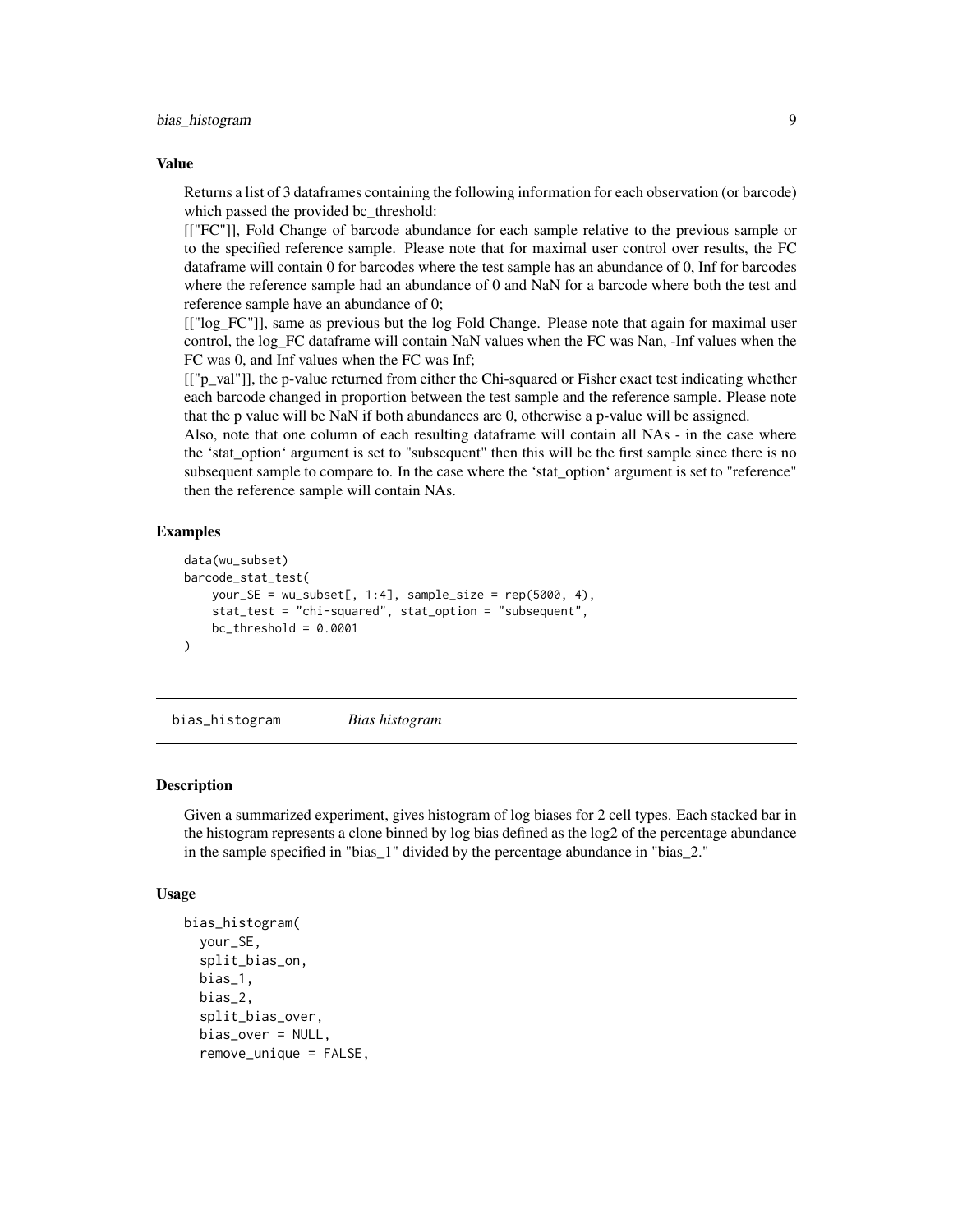### Value

Returns a list of 3 dataframes containing the following information for each observation (or barcode) which passed the provided bc_threshold:
[["FC"]], Fold Change of barcode abundance for each sample relative to the previous sample or to the specified reference sample. Please note that for maximal user control over results, the FC dataframe will contain 0 for barcodes where the test sample has an abundance of 0, Inf for barcodes where the reference sample had an abundance of 0 and NaN for a barcode where both the test and reference sample have an abundance of 0;
[["log_FC"]], same as previous but the log Fold Change. Please note that again for maximal user control, the log_FC dataframe will contain NaN values when the FC was Nan, -Inf values when the FC was 0, and Inf values when the FC was Inf;
[["p_val"]], the p-value returned from either the Chi-squared or Fisher exact test indicating whether each barcode changed in proportion between the test sample and the reference sample. Please note that the p value will be NaN if both abundances are 0, otherwise a p-value will be assigned.
Also, note that one column of each resulting dataframe will contain all NAs - in the case where the 'stat_option' argument is set to "subsequent" then this will be the first sample since there is no subsequent sample to compare to. In the case where the 'stat_option' argument is set to "reference" then the reference sample will contain NAs.

### Examples

```
data(wu_subset)
barcode_stat_test(
    your_SE = wu_subset[, 1:4], sample_size = rep(5000, 4),
    stat_test = "chi-squared", stat_option = "subsequent",
    bc_threshold = 0.0001
)
```

---

## bias_histogram    *Bias histogram*

---

### Description

Given a summarized experiment, gives histogram of log biases for 2 cell types. Each stacked bar in the histogram represents a clone binned by log bias defined as the log2 of the percentage abundance in the sample specified in "bias_1" divided by the percentage abundance in "bias_2."

### Usage

```
bias_histogram(
  your_SE,
  split_bias_on,
  bias_1,
  bias_2,
  split_bias_over,
  bias_over = NULL,
  remove_unique = FALSE,
```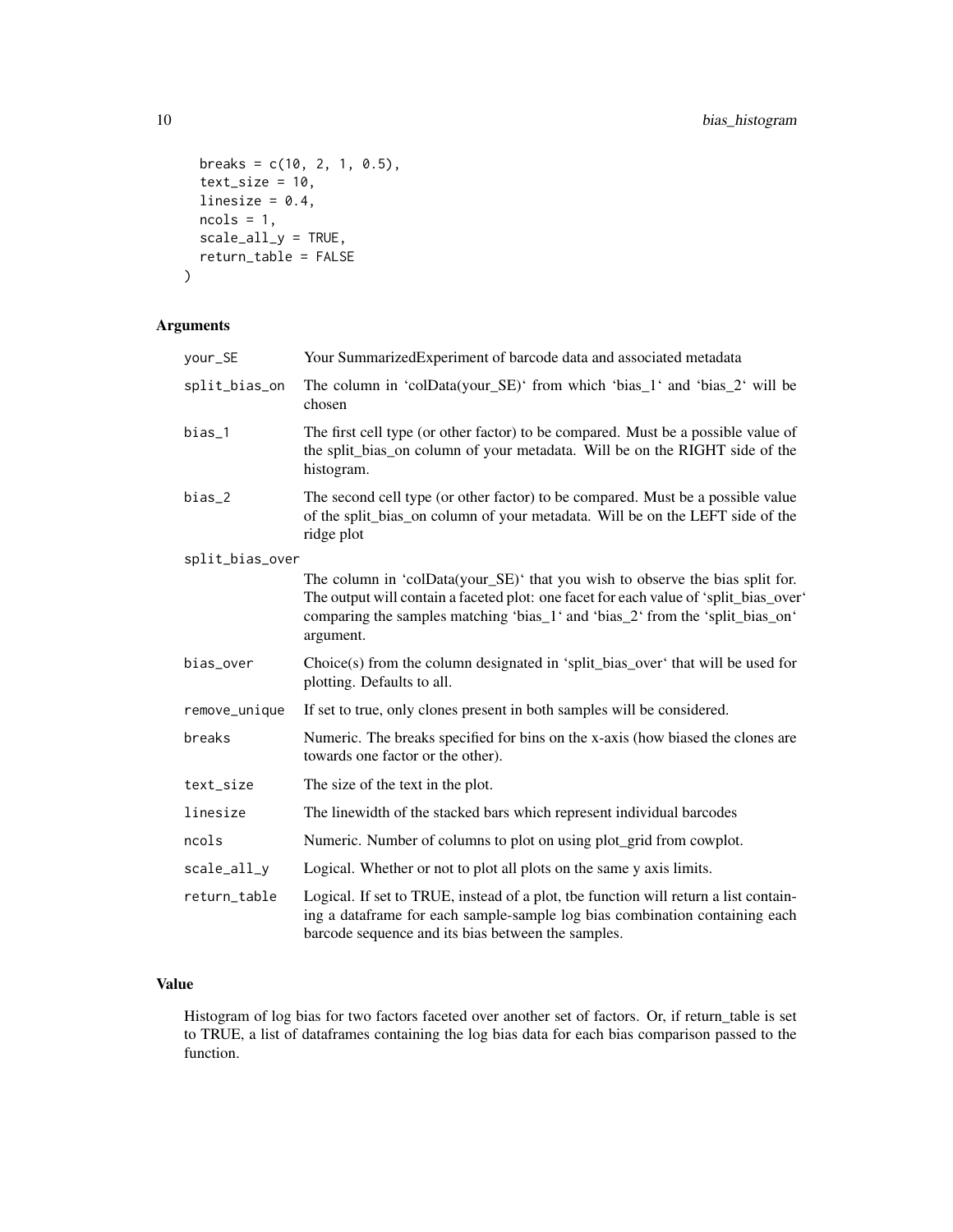```
  breaks = c(10, 2, 1, 0.5),
  text_size = 10,
  linesize = 0.4,
  ncols = 1,
  scale_all_y = TRUE,
  return_table = FALSE
)
```

## Arguments

| Argument | Description |
|---|---|
| your_SE | Your SummarizedExperiment of barcode data and associated metadata |
| split_bias_on | The column in 'colData(your_SE)' from which 'bias_1' and 'bias_2' will be chosen |
| bias_1 | The first cell type (or other factor) to be compared. Must be a possible value of the split_bias_on column of your metadata. Will be on the RIGHT side of the histogram. |
| bias_2 | The second cell type (or other factor) to be compared. Must be a possible value of the split_bias_on column of your metadata. Will be on the LEFT side of the ridge plot |
| split_bias_over | The column in 'colData(your_SE)' that you wish to observe the bias split for. The output will contain a faceted plot: one facet for each value of 'split_bias_over' comparing the samples matching 'bias_1' and 'bias_2' from the 'split_bias_on' argument. |
| bias_over | Choice(s) from the column designated in 'split_bias_over' that will be used for plotting. Defaults to all. |
| remove_unique | If set to true, only clones present in both samples will be considered. |
| breaks | Numeric. The breaks specified for bins on the x-axis (how biased the clones are towards one factor or the other). |
| text_size | The size of the text in the plot. |
| linesize | The linewidth of the stacked bars which represent individual barcodes |
| ncols | Numeric. Number of columns to plot on using plot_grid from cowplot. |
| scale_all_y | Logical. Whether or not to plot all plots on the same y axis limits. |
| return_table | Logical. If set to TRUE, instead of a plot, tbe function will return a list containing a dataframe for each sample-sample log bias combination containing each barcode sequence and its bias between the samples. |

## Value

Histogram of log bias for two factors faceted over another set of factors. Or, if return_table is set to TRUE, a list of dataframes containing the log bias data for each bias comparison passed to the function.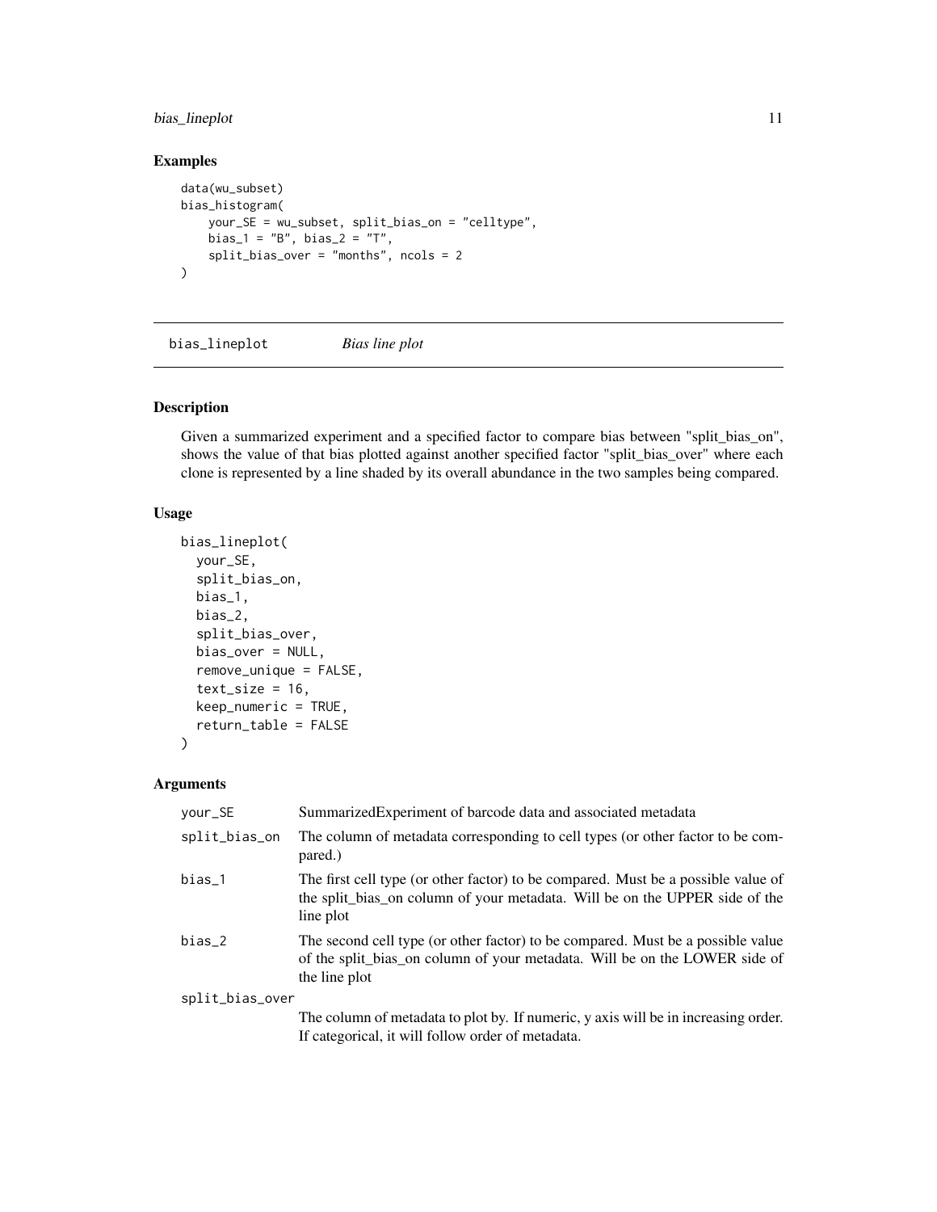## Examples

```
data(wu_subset)
bias_histogram(
    your_SE = wu_subset, split_bias_on = "celltype",
    bias_1 = "B", bias_2 = "T",
    split_bias_over = "months", ncols = 2
)
```

---

# bias_lineplot *Bias line plot*

---

## Description

Given a summarized experiment and a specified factor to compare bias between "split_bias_on", shows the value of that bias plotted against another specified factor "split_bias_over" where each clone is represented by a line shaded by its overall abundance in the two samples being compared.

## Usage

```
bias_lineplot(
  your_SE,
  split_bias_on,
  bias_1,
  bias_2,
  split_bias_over,
  bias_over = NULL,
  remove_unique = FALSE,
  text_size = 16,
  keep_numeric = TRUE,
  return_table = FALSE
)
```

## Arguments

| | |
|---|---|
| your_SE | SummarizedExperiment of barcode data and associated metadata |
| split_bias_on | The column of metadata corresponding to cell types (or other factor to be compared.) |
| bias_1 | The first cell type (or other factor) to be compared. Must be a possible value of the split_bias_on column of your metadata. Will be on the UPPER side of the line plot |
| bias_2 | The second cell type (or other factor) to be compared. Must be a possible value of the split_bias_on column of your metadata. Will be on the LOWER side of the line plot |
| split_bias_over | The column of metadata to plot by. If numeric, y axis will be in increasing order. If categorical, it will follow order of metadata. |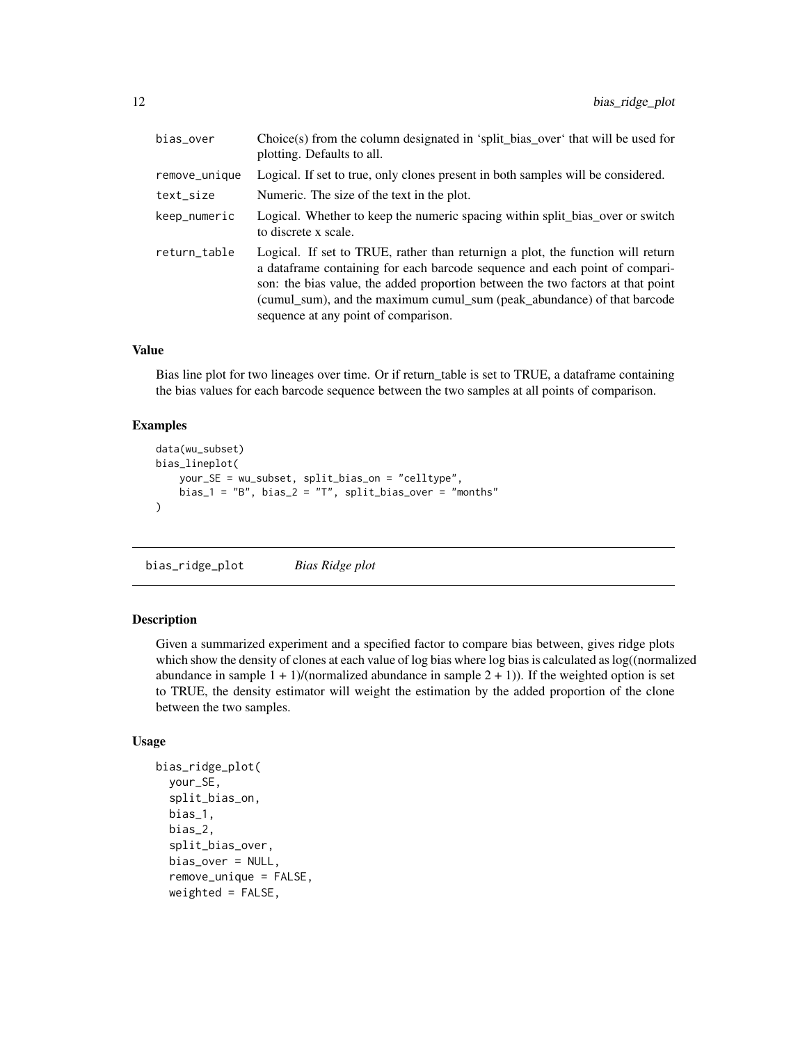| | |
|---|---|
| bias_over | Choice(s) from the column designated in 'split_bias_over' that will be used for plotting. Defaults to all. |
| remove_unique | Logical. If set to true, only clones present in both samples will be considered. |
| text_size | Numeric. The size of the text in the plot. |
| keep_numeric | Logical. Whether to keep the numeric spacing within split_bias_over or switch to discrete x scale. |
| return_table | Logical. If set to TRUE, rather than returnign a plot, the function will return a dataframe containing for each barcode sequence and each point of comparison: the bias value, the added proportion between the two factors at that point (cumul_sum), and the maximum cumul_sum (peak_abundance) of that barcode sequence at any point of comparison. |

### Value

Bias line plot for two lineages over time. Or if return_table is set to TRUE, a dataframe containing the bias values for each barcode sequence between the two samples at all points of comparison.

### Examples

```
data(wu_subset)
bias_lineplot(
    your_SE = wu_subset, split_bias_on = "celltype",
    bias_1 = "B", bias_2 = "T", split_bias_over = "months"
)
```

---

## bias_ridge_plot *Bias Ridge plot*

---

### Description

Given a summarized experiment and a specified factor to compare bias between, gives ridge plots which show the density of clones at each value of log bias where log bias is calculated as log((normalized abundance in sample 1 + 1)/(normalized abundance in sample 2 + 1)). If the weighted option is set to TRUE, the density estimator will weight the estimation by the added proportion of the clone between the two samples.

### Usage

```
bias_ridge_plot(
  your_SE,
  split_bias_on,
  bias_1,
  bias_2,
  split_bias_over,
  bias_over = NULL,
  remove_unique = FALSE,
  weighted = FALSE,
```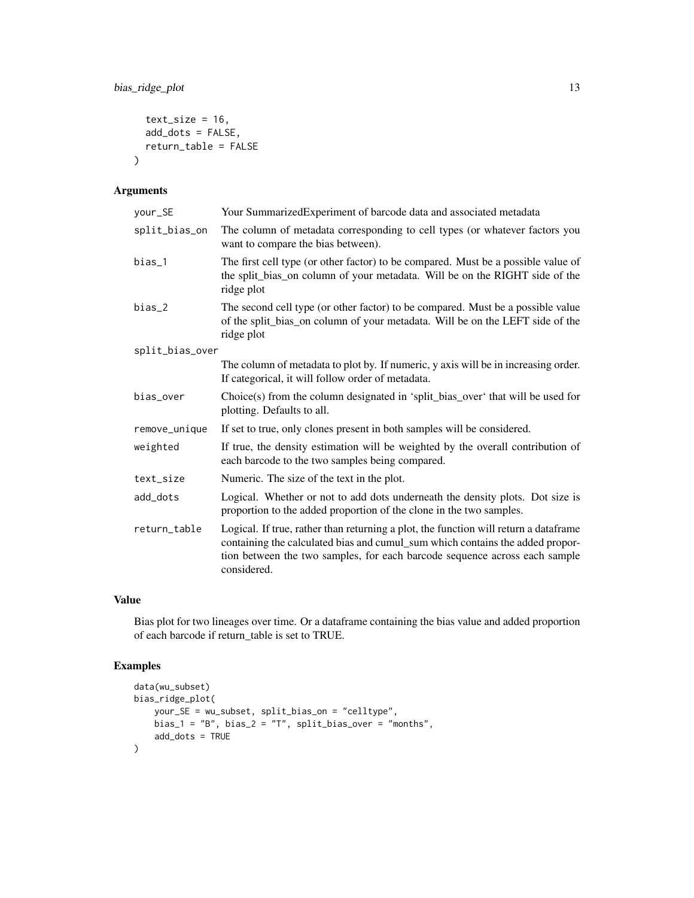```
  text_size = 16,
  add_dots = FALSE,
  return_table = FALSE
)
```

### Arguments

| | |
|---|---|
| your_SE | Your SummarizedExperiment of barcode data and associated metadata |
| split_bias_on | The column of metadata corresponding to cell types (or whatever factors you want to compare the bias between). |
| bias_1 | The first cell type (or other factor) to be compared. Must be a possible value of the split_bias_on column of your metadata. Will be on the RIGHT side of the ridge plot |
| bias_2 | The second cell type (or other factor) to be compared. Must be a possible value of the split_bias_on column of your metadata. Will be on the LEFT side of the ridge plot |
| split_bias_over | The column of metadata to plot by. If numeric, y axis will be in increasing order. If categorical, it will follow order of metadata. |
| bias_over | Choice(s) from the column designated in 'split_bias_over' that will be used for plotting. Defaults to all. |
| remove_unique | If set to true, only clones present in both samples will be considered. |
| weighted | If true, the density estimation will be weighted by the overall contribution of each barcode to the two samples being compared. |
| text_size | Numeric. The size of the text in the plot. |
| add_dots | Logical. Whether or not to add dots underneath the density plots. Dot size is proportion to the added proportion of the clone in the two samples. |
| return_table | Logical. If true, rather than returning a plot, the function will return a dataframe containing the calculated bias and cumul_sum which contains the added proportion between the two samples, for each barcode sequence across each sample considered. |

### Value

Bias plot for two lineages over time. Or a dataframe containing the bias value and added proportion of each barcode if return_table is set to TRUE.

### Examples

```
data(wu_subset)
bias_ridge_plot(
    your_SE = wu_subset, split_bias_on = "celltype",
    bias_1 = "B", bias_2 = "T", split_bias_over = "months",
    add_dots = TRUE
)
```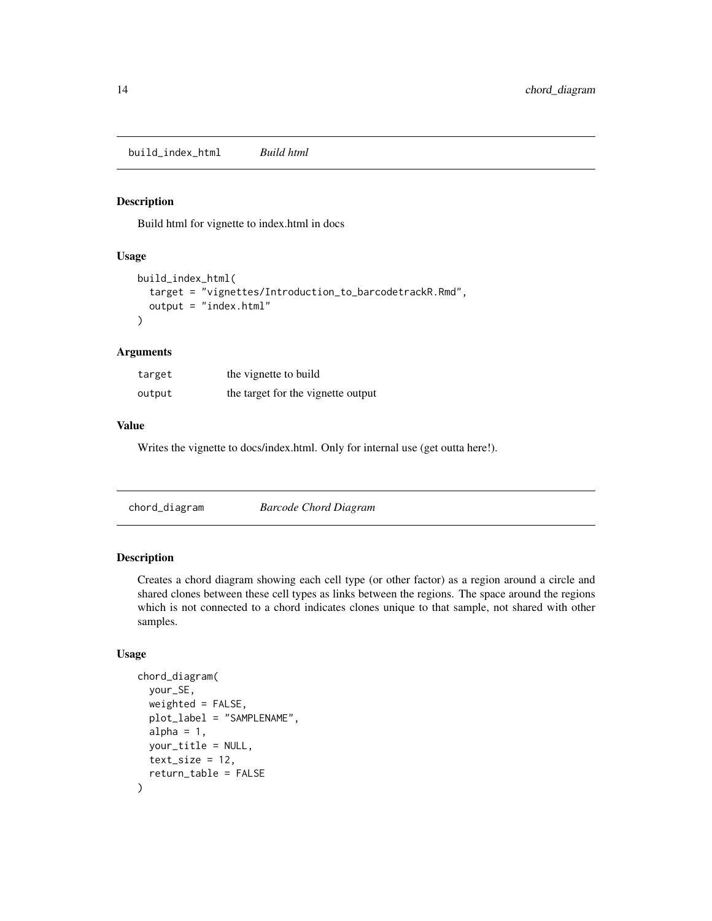## build_index_html *Build html*

### Description

Build html for vignette to index.html in docs

### Usage

```
build_index_html(
  target = "vignettes/Introduction_to_barcodetrackR.Rmd",
  output = "index.html"
)
```

### Arguments

| | |
|---|---|
| target | the vignette to build |
| output | the target for the vignette output |

### Value

Writes the vignette to docs/index.html. Only for internal use (get outta here!).

## chord_diagram *Barcode Chord Diagram*

### Description

Creates a chord diagram showing each cell type (or other factor) as a region around a circle and shared clones between these cell types as links between the regions. The space around the regions which is not connected to a chord indicates clones unique to that sample, not shared with other samples.

### Usage

```
chord_diagram(
  your_SE,
  weighted = FALSE,
  plot_label = "SAMPLENAME",
  alpha = 1,
  your_title = NULL,
  text_size = 12,
  return_table = FALSE
)
```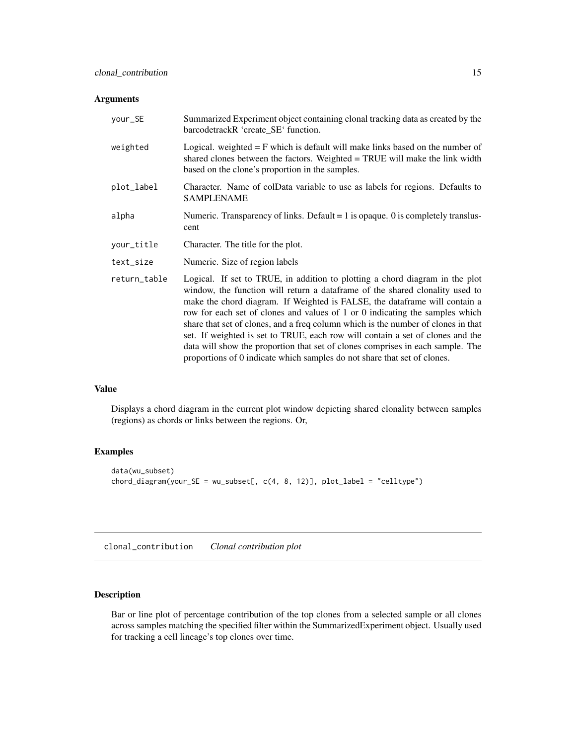## Arguments

| | |
|---|---|
| your_SE | Summarized Experiment object containing clonal tracking data as created by the barcodetrackR 'create_SE' function. |
| weighted | Logical. weighted = F which is default will make links based on the number of shared clones between the factors. Weighted = TRUE will make the link width based on the clone's proportion in the samples. |
| plot_label | Character. Name of colData variable to use as labels for regions. Defaults to SAMPLENAME |
| alpha | Numeric. Transparency of links. Default = 1 is opaque. 0 is completely transluscent |
| your_title | Character. The title for the plot. |
| text_size | Numeric. Size of region labels |
| return_table | Logical. If set to TRUE, in addition to plotting a chord diagram in the plot window, the function will return a dataframe of the shared clonality used to make the chord diagram. If Weighted is FALSE, the dataframe will contain a row for each set of clones and values of 1 or 0 indicating the samples which share that set of clones, and a freq column which is the number of clones in that set. If weighted is set to TRUE, each row will contain a set of clones and the data will show the proportion that set of clones comprises in each sample. The proportions of 0 indicate which samples do not share that set of clones. |

## Value

Displays a chord diagram in the current plot window depicting shared clonality between samples (regions) as chords or links between the regions. Or,

## Examples

```
data(wu_subset)
chord_diagram(your_SE = wu_subset[, c(4, 8, 12)], plot_label = "celltype")
```

---

# clonal_contribution &nbsp;&nbsp; *Clonal contribution plot*

---

## Description

Bar or line plot of percentage contribution of the top clones from a selected sample or all clones across samples matching the specified filter within the SummarizedExperiment object. Usually used for tracking a cell lineage's top clones over time.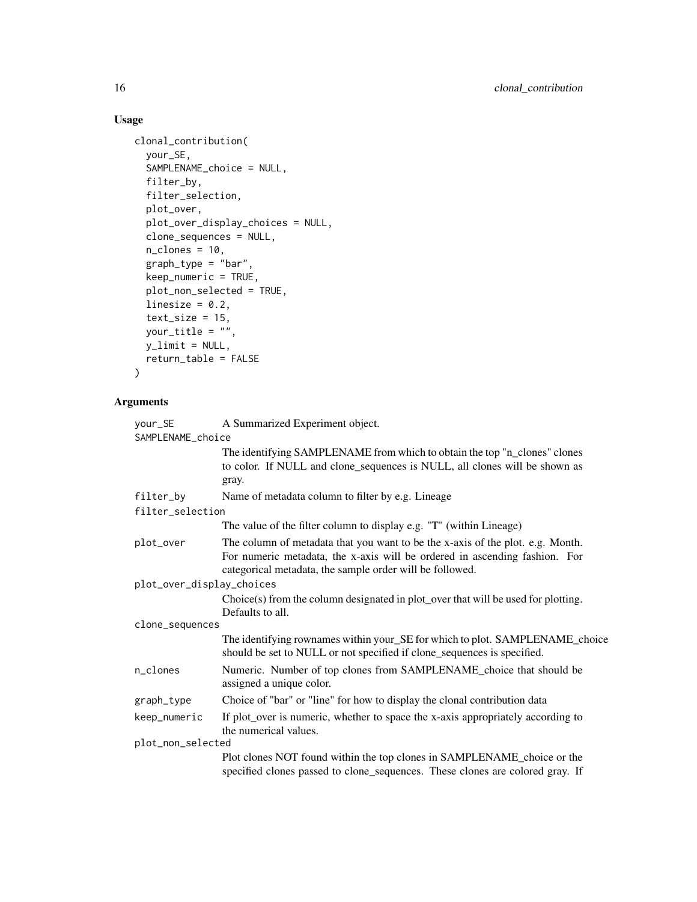### Usage

```
clonal_contribution(
  your_SE,
  SAMPLENAME_choice = NULL,
  filter_by,
  filter_selection,
  plot_over,
  plot_over_display_choices = NULL,
  clone_sequences = NULL,
  n_clones = 10,
  graph_type = "bar",
  keep_numeric = TRUE,
  plot_non_selected = TRUE,
  linesize = 0.2,
  text_size = 15,
  your_title = "",
  y_limit = NULL,
  return_table = FALSE
)
```

### Arguments

| | |
|---|---|
| `your_SE` | A Summarized Experiment object. |
| `SAMPLENAME_choice` | The identifying SAMPLENAME from which to obtain the top "n_clones" clones to color. If NULL and clone_sequences is NULL, all clones will be shown as gray. |
| `filter_by` | Name of metadata column to filter by e.g. Lineage |
| `filter_selection` | The value of the filter column to display e.g. "T" (within Lineage) |
| `plot_over` | The column of metadata that you want to be the x-axis of the plot. e.g. Month. For numeric metadata, the x-axis will be ordered in ascending fashion. For categorical metadata, the sample order will be followed. |
| `plot_over_display_choices` | Choice(s) from the column designated in plot_over that will be used for plotting. Defaults to all. |
| `clone_sequences` | The identifying rownames within your_SE for which to plot. SAMPLENAME_choice should be set to NULL or not specified if clone_sequences is specified. |
| `n_clones` | Numeric. Number of top clones from SAMPLENAME_choice that should be assigned a unique color. |
| `graph_type` | Choice of "bar" or "line" for how to display the clonal contribution data |
| `keep_numeric` | If plot_over is numeric, whether to space the x-axis appropriately according to the numerical values. |
| `plot_non_selected` | Plot clones NOT found within the top clones in SAMPLENAME_choice or the specified clones passed to clone_sequences. These clones are colored gray. If |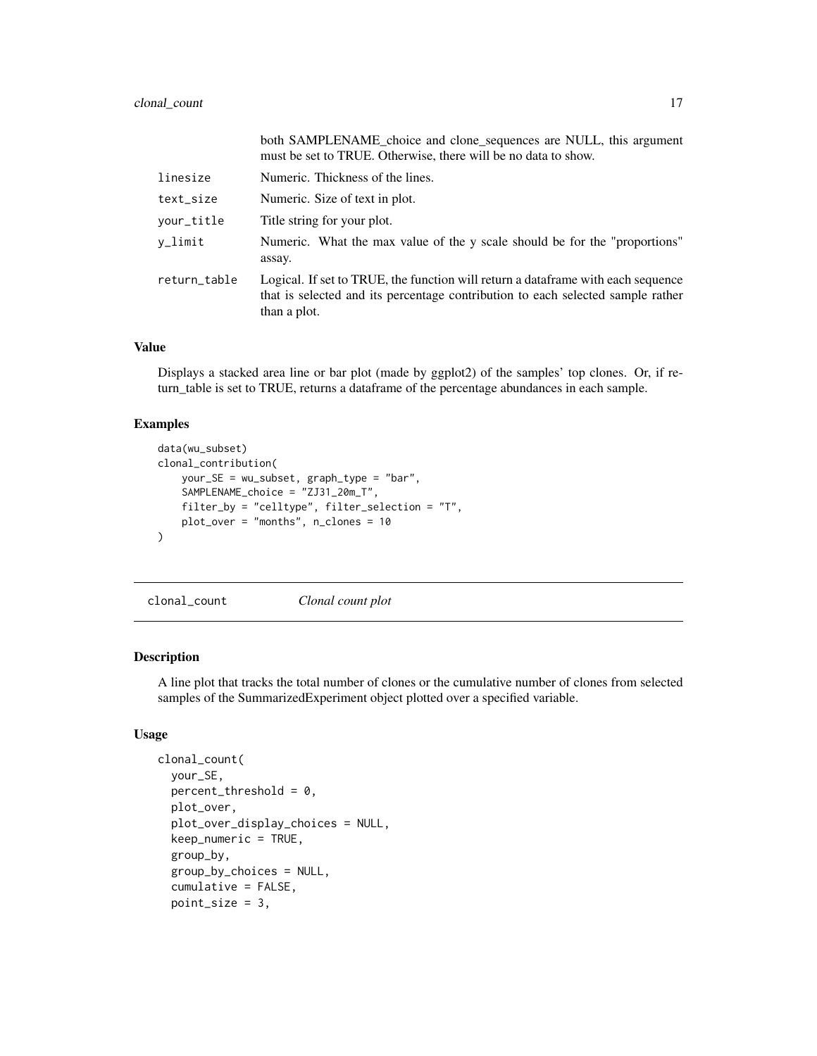| | |
|---|---|
| | both SAMPLENAME_choice and clone_sequences are NULL, this argument must be set to TRUE. Otherwise, there will be no data to show. |
| linesize | Numeric. Thickness of the lines. |
| text_size | Numeric. Size of text in plot. |
| your_title | Title string for your plot. |
| y_limit | Numeric. What the max value of the y scale should be for the "proportions" assay. |
| return_table | Logical. If set to TRUE, the function will return a dataframe with each sequence that is selected and its percentage contribution to each selected sample rather than a plot. |

### Value

Displays a stacked area line or bar plot (made by ggplot2) of the samples' top clones. Or, if return_table is set to TRUE, returns a dataframe of the percentage abundances in each sample.

### Examples

```
data(wu_subset)
clonal_contribution(
    your_SE = wu_subset, graph_type = "bar",
    SAMPLENAME_choice = "ZJ31_20m_T",
    filter_by = "celltype", filter_selection = "T",
    plot_over = "months", n_clones = 10
)
```

## clonal_count *Clonal count plot*

### Description

A line plot that tracks the total number of clones or the cumulative number of clones from selected samples of the SummarizedExperiment object plotted over a specified variable.

### Usage

```
clonal_count(
  your_SE,
  percent_threshold = 0,
  plot_over,
  plot_over_display_choices = NULL,
  keep_numeric = TRUE,
  group_by,
  group_by_choices = NULL,
  cumulative = FALSE,
  point_size = 3,
```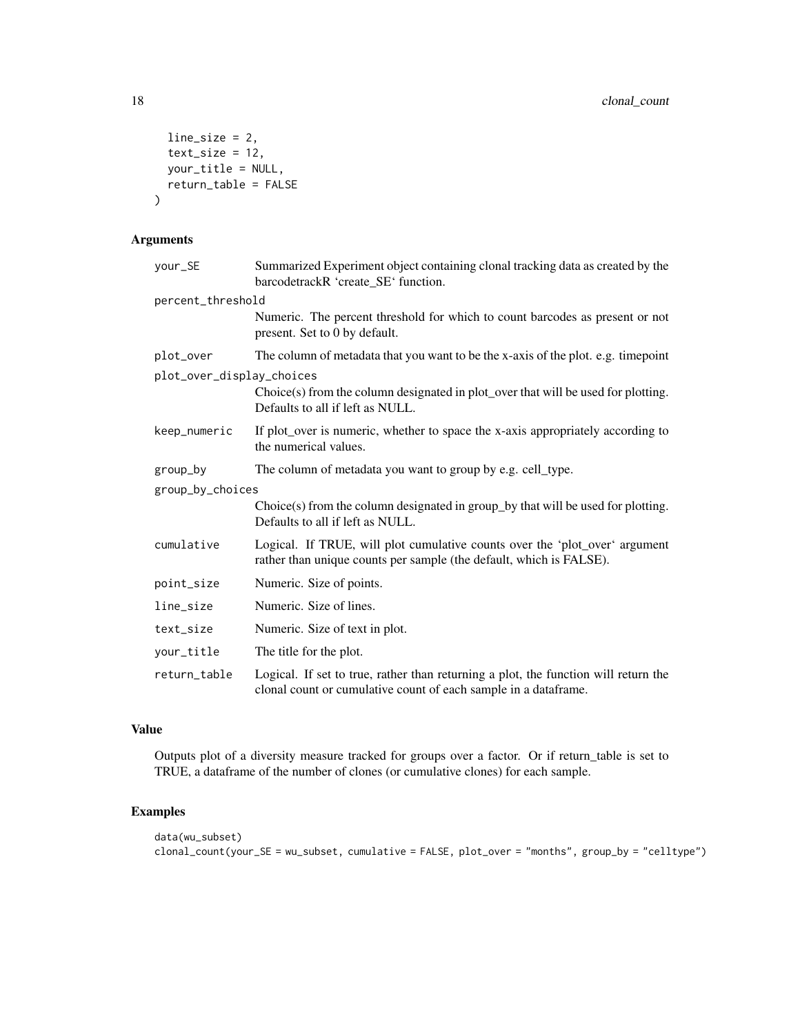```
  line_size = 2,
  text_size = 12,
  your_title = NULL,
  return_table = FALSE
)
```

### Arguments

| Argument | Description |
| --- | --- |
| your_SE | Summarized Experiment object containing clonal tracking data as created by the barcodetrackR 'create_SE' function. |
| percent_threshold | Numeric. The percent threshold for which to count barcodes as present or not present. Set to 0 by default. |
| plot_over | The column of metadata that you want to be the x-axis of the plot. e.g. timepoint |
| plot_over_display_choices | Choice(s) from the column designated in plot_over that will be used for plotting. Defaults to all if left as NULL. |
| keep_numeric | If plot_over is numeric, whether to space the x-axis appropriately according to the numerical values. |
| group_by | The column of metadata you want to group by e.g. cell_type. |
| group_by_choices | Choice(s) from the column designated in group_by that will be used for plotting. Defaults to all if left as NULL. |
| cumulative | Logical. If TRUE, will plot cumulative counts over the 'plot_over' argument rather than unique counts per sample (the default, which is FALSE). |
| point_size | Numeric. Size of points. |
| line_size | Numeric. Size of lines. |
| text_size | Numeric. Size of text in plot. |
| your_title | The title for the plot. |
| return_table | Logical. If set to true, rather than returning a plot, the function will return the clonal count or cumulative count of each sample in a dataframe. |

### Value

Outputs plot of a diversity measure tracked for groups over a factor. Or if return_table is set to TRUE, a dataframe of the number of clones (or cumulative clones) for each sample.

### Examples

```
data(wu_subset)
clonal_count(your_SE = wu_subset, cumulative = FALSE, plot_over = "months", group_by = "celltype")
```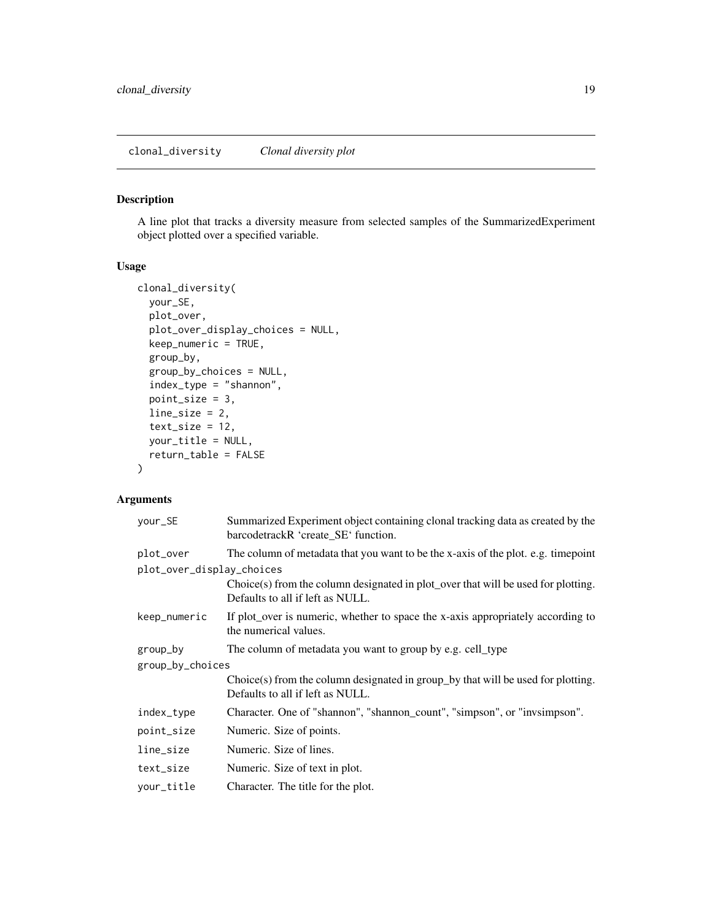## clonal_diversity *Clonal diversity plot*

### Description

A line plot that tracks a diversity measure from selected samples of the SummarizedExperiment object plotted over a specified variable.

### Usage

```
clonal_diversity(
  your_SE,
  plot_over,
  plot_over_display_choices = NULL,
  keep_numeric = TRUE,
  group_by,
  group_by_choices = NULL,
  index_type = "shannon",
  point_size = 3,
  line_size = 2,
  text_size = 12,
  your_title = NULL,
  return_table = FALSE
)
```

### Arguments

| Argument | Description |
| --- | --- |
| `your_SE` | Summarized Experiment object containing clonal tracking data as created by the barcodetrackR 'create_SE' function. |
| `plot_over` | The column of metadata that you want to be the x-axis of the plot. e.g. timepoint |
| `plot_over_display_choices` | Choice(s) from the column designated in plot_over that will be used for plotting. Defaults to all if left as NULL. |
| `keep_numeric` | If plot_over is numeric, whether to space the x-axis appropriately according to the numerical values. |
| `group_by` | The column of metadata you want to group by e.g. cell_type |
| `group_by_choices` | Choice(s) from the column designated in group_by that will be used for plotting. Defaults to all if left as NULL. |
| `index_type` | Character. One of "shannon", "shannon_count", "simpson", or "invsimpson". |
| `point_size` | Numeric. Size of points. |
| `line_size` | Numeric. Size of lines. |
| `text_size` | Numeric. Size of text in plot. |
| `your_title` | Character. The title for the plot. |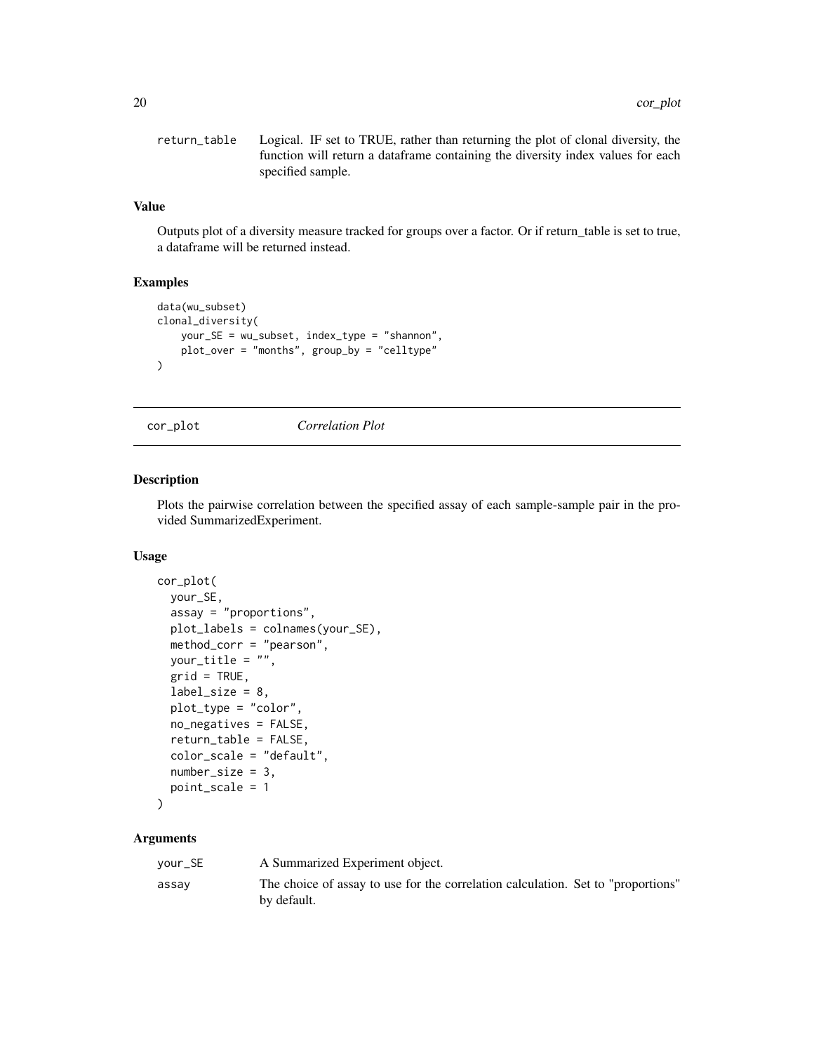return_table Logical. IF set to TRUE, rather than returning the plot of clonal diversity, the function will return a dataframe containing the diversity index values for each specified sample.

### Value

Outputs plot of a diversity measure tracked for groups over a factor. Or if return_table is set to true, a dataframe will be returned instead.

### Examples

```
data(wu_subset)
clonal_diversity(
    your_SE = wu_subset, index_type = "shannon",
    plot_over = "months", group_by = "celltype"
)
```

---

## cor_plot *Correlation Plot*

---

### Description

Plots the pairwise correlation between the specified assay of each sample-sample pair in the provided SummarizedExperiment.

### Usage

```
cor_plot(
  your_SE,
  assay = "proportions",
  plot_labels = colnames(your_SE),
  method_corr = "pearson",
  your_title = "",
  grid = TRUE,
  label_size = 8,
  plot_type = "color",
  no_negatives = FALSE,
  return_table = FALSE,
  color_scale = "default",
  number_size = 3,
  point_scale = 1
)
```

### Arguments

| | |
|---|---|
| your_SE | A Summarized Experiment object. |
| assay | The choice of assay to use for the correlation calculation. Set to "proportions" by default. |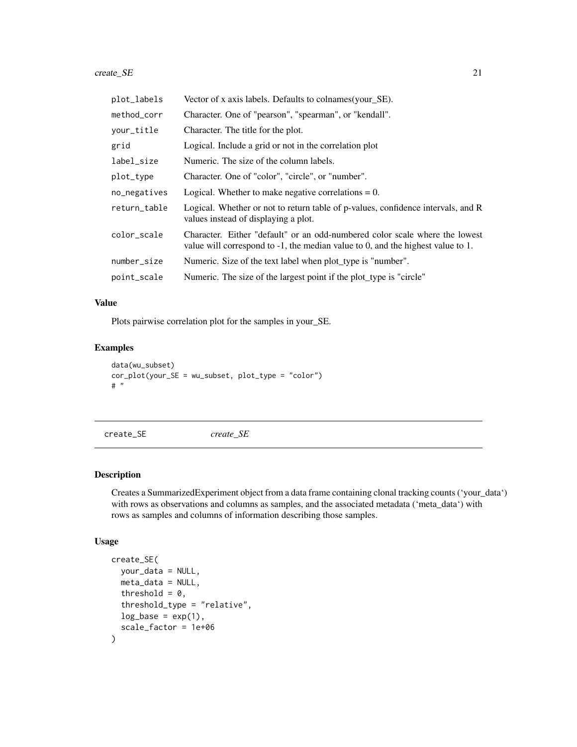| | |
|---|---|
| plot_labels | Vector of x axis labels. Defaults to colnames(your_SE). |
| method_corr | Character. One of "pearson", "spearman", or "kendall". |
| your_title | Character. The title for the plot. |
| grid | Logical. Include a grid or not in the correlation plot |
| label_size | Numeric. The size of the column labels. |
| plot_type | Character. One of "color", "circle", or "number". |
| no_negatives | Logical. Whether to make negative correlations = 0. |
| return_table | Logical. Whether or not to return table of p-values, confidence intervals, and R values instead of displaying a plot. |
| color_scale | Character. Either "default" or an odd-numbered color scale where the lowest value will correspond to -1, the median value to 0, and the highest value to 1. |
| number_size | Numeric. Size of the text label when plot_type is "number". |
| point_scale | Numeric. The size of the largest point if the plot_type is "circle" |

### Value

Plots pairwise correlation plot for the samples in your_SE.

### Examples

```
data(wu_subset)
cor_plot(your_SE = wu_subset, plot_type = "color")
# "
```

---

## create_SE    *create_SE*

### Description

Creates a SummarizedExperiment object from a data frame containing clonal tracking counts ('your_data') with rows as observations and columns as samples, and the associated metadata ('meta_data') with rows as samples and columns of information describing those samples.

### Usage

```
create_SE(
  your_data = NULL,
  meta_data = NULL,
  threshold = 0,
  threshold_type = "relative",
  log_base = exp(1),
  scale_factor = 1e+06
)
```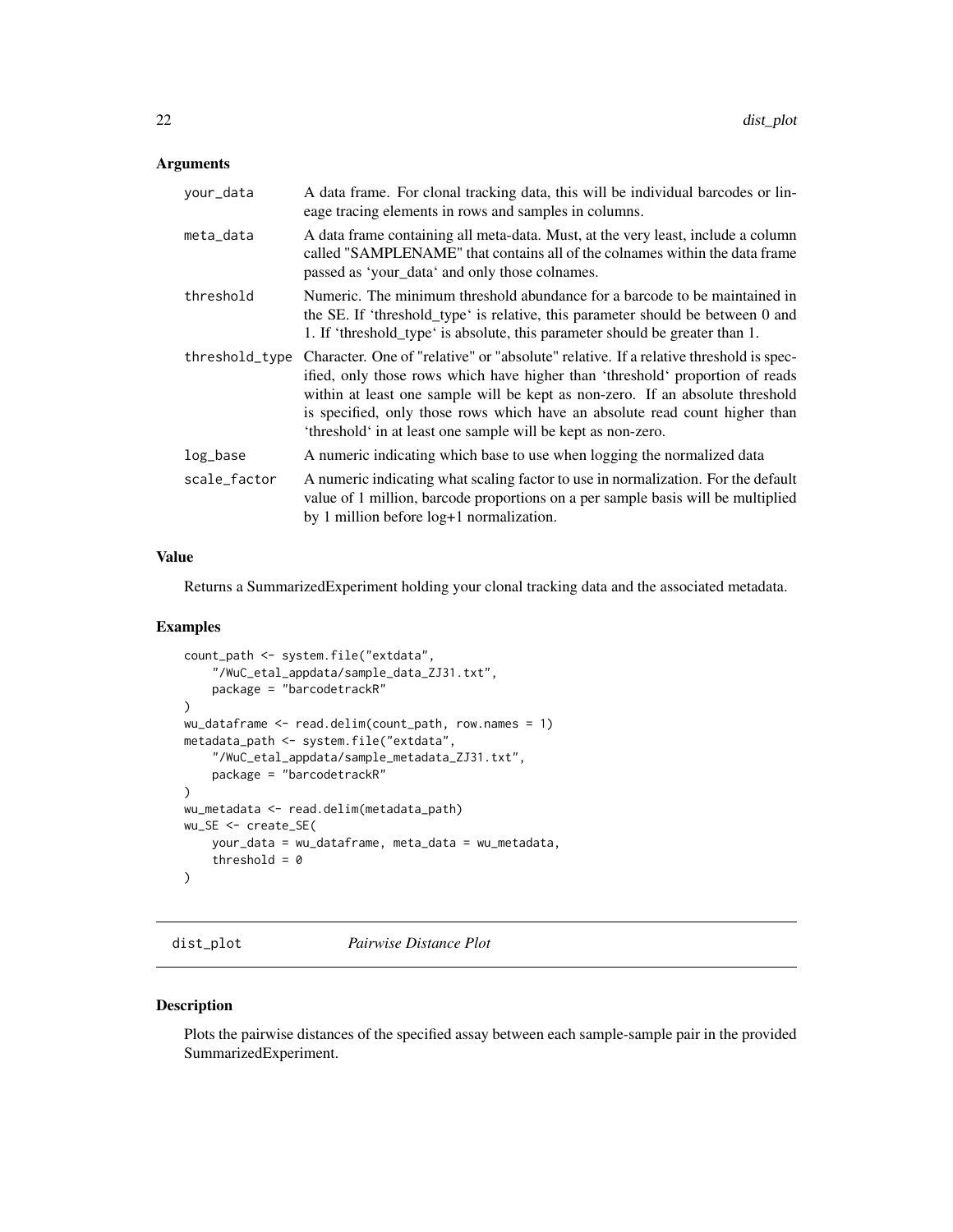### Arguments

| | |
|---|---|
| your_data | A data frame. For clonal tracking data, this will be individual barcodes or lineage tracing elements in rows and samples in columns. |
| meta_data | A data frame containing all meta-data. Must, at the very least, include a column called "SAMPLENAME" that contains all of the colnames within the data frame passed as 'your_data' and only those colnames. |
| threshold | Numeric. The minimum threshold abundance for a barcode to be maintained in the SE. If 'threshold_type' is relative, this parameter should be between 0 and 1. If 'threshold_type' is absolute, this parameter should be greater than 1. |
| threshold_type | Character. One of "relative" or "absolute" relative. If a relative threshold is specified, only those rows which have higher than 'threshold' proportion of reads within at least one sample will be kept as non-zero. If an absolute threshold is specified, only those rows which have an absolute read count higher than 'threshold' in at least one sample will be kept as non-zero. |
| log_base | A numeric indicating which base to use when logging the normalized data |
| scale_factor | A numeric indicating what scaling factor to use in normalization. For the default value of 1 million, barcode proportions on a per sample basis will be multiplied by 1 million before log+1 normalization. |

### Value

Returns a SummarizedExperiment holding your clonal tracking data and the associated metadata.

### Examples

```
count_path <- system.file("extdata",
    "/WuC_etal_appdata/sample_data_ZJ31.txt",
    package = "barcodetrackR"
)
wu_dataframe <- read.delim(count_path, row.names = 1)
metadata_path <- system.file("extdata",
    "/WuC_etal_appdata/sample_metadata_ZJ31.txt",
    package = "barcodetrackR"
)
wu_metadata <- read.delim(metadata_path)
wu_SE <- create_SE(
    your_data = wu_dataframe, meta_data = wu_metadata,
    threshold = 0
)
```

---

## dist_plot *Pairwise Distance Plot*

---

### Description

Plots the pairwise distances of the specified assay between each sample-sample pair in the provided SummarizedExperiment.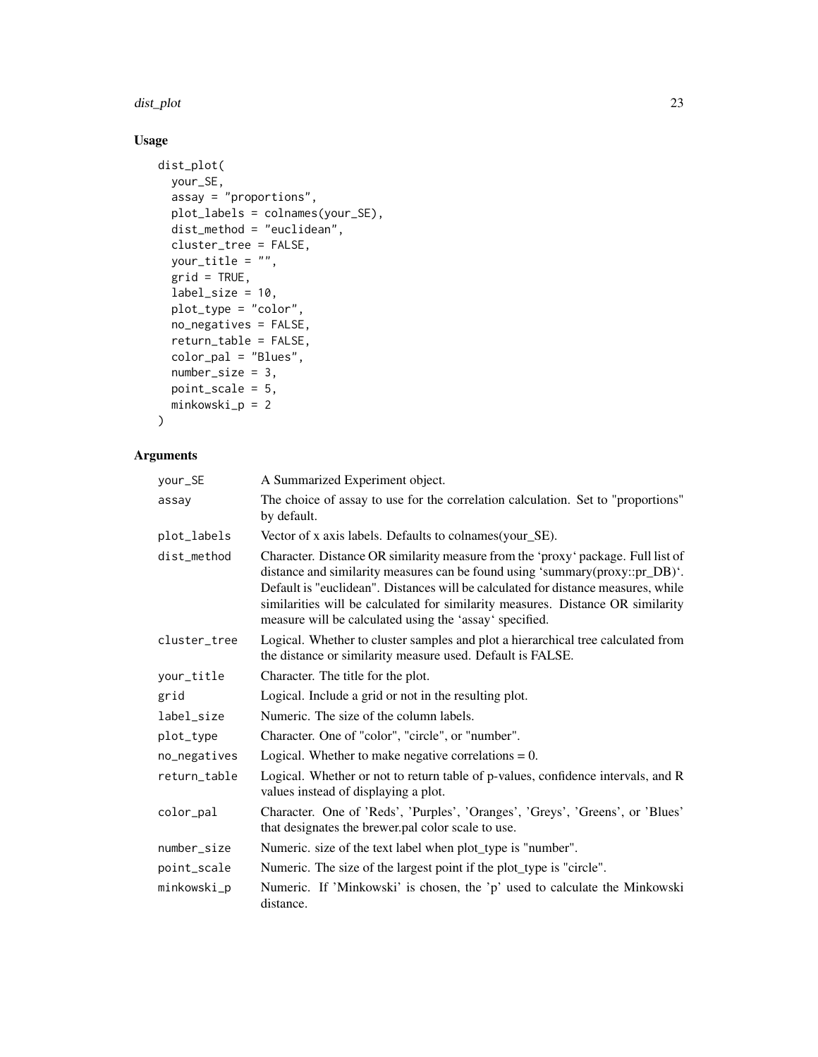## Usage

```
dist_plot(
  your_SE,
  assay = "proportions",
  plot_labels = colnames(your_SE),
  dist_method = "euclidean",
  cluster_tree = FALSE,
  your_title = "",
  grid = TRUE,
  label_size = 10,
  plot_type = "color",
  no_negatives = FALSE,
  return_table = FALSE,
  color_pal = "Blues",
  number_size = 3,
  point_scale = 5,
  minkowski_p = 2
)
```

## Arguments

| Argument | Description |
|---|---|
| `your_SE` | A Summarized Experiment object. |
| `assay` | The choice of assay to use for the correlation calculation. Set to "proportions" by default. |
| `plot_labels` | Vector of x axis labels. Defaults to colnames(your_SE). |
| `dist_method` | Character. Distance OR similarity measure from the 'proxy' package. Full list of distance and similarity measures can be found using 'summary(proxy::pr_DB)'. Default is "euclidean". Distances will be calculated for distance measures, while similarities will be calculated for similarity measures. Distance OR similarity measure will be calculated using the 'assay' specified. |
| `cluster_tree` | Logical. Whether to cluster samples and plot a hierarchical tree calculated from the distance or similarity measure used. Default is FALSE. |
| `your_title` | Character. The title for the plot. |
| `grid` | Logical. Include a grid or not in the resulting plot. |
| `label_size` | Numeric. The size of the column labels. |
| `plot_type` | Character. One of "color", "circle", or "number". |
| `no_negatives` | Logical. Whether to make negative correlations = 0. |
| `return_table` | Logical. Whether or not to return table of p-values, confidence intervals, and R values instead of displaying a plot. |
| `color_pal` | Character. One of 'Reds', 'Purples', 'Oranges', 'Greys', 'Greens', or 'Blues' that designates the brewer.pal color scale to use. |
| `number_size` | Numeric. size of the text label when plot_type is "number". |
| `point_scale` | Numeric. The size of the largest point if the plot_type is "circle". |
| `minkowski_p` | Numeric. If 'Minkowski' is chosen, the 'p' used to calculate the Minkowski distance. |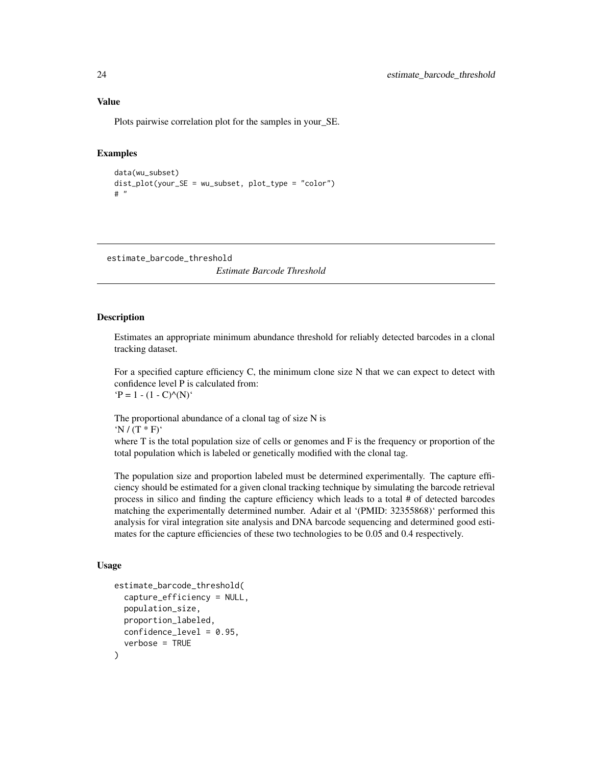## Value

Plots pairwise correlation plot for the samples in your_SE.

## Examples

```
data(wu_subset)
dist_plot(your_SE = wu_subset, plot_type = "color")
# "
```

---

# estimate_barcode_threshold

*Estimate Barcode Threshold*

---

## Description

Estimates an appropriate minimum abundance threshold for reliably detected barcodes in a clonal tracking dataset.

For a specified capture efficiency C, the minimum clone size N that we can expect to detect with confidence level P is calculated from:
'$P = 1 - (1 - C)^{(N)}$'

The proportional abundance of a clonal tag of size N is
'$N / (T * F)$'
where T is the total population size of cells or genomes and F is the frequency or proportion of the total population which is labeled or genetically modified with the clonal tag.

The population size and proportion labeled must be determined experimentally. The capture efficiency should be estimated for a given clonal tracking technique by simulating the barcode retrieval process in silico and finding the capture efficiency which leads to a total # of detected barcodes matching the experimentally determined number. Adair et al '(PMID: 32355868)' performed this analysis for viral integration site analysis and DNA barcode sequencing and determined good estimates for the capture efficiencies of these two technologies to be 0.05 and 0.4 respectively.

## Usage

```
estimate_barcode_threshold(
  capture_efficiency = NULL,
  population_size,
  proportion_labeled,
  confidence_level = 0.95,
  verbose = TRUE
)
```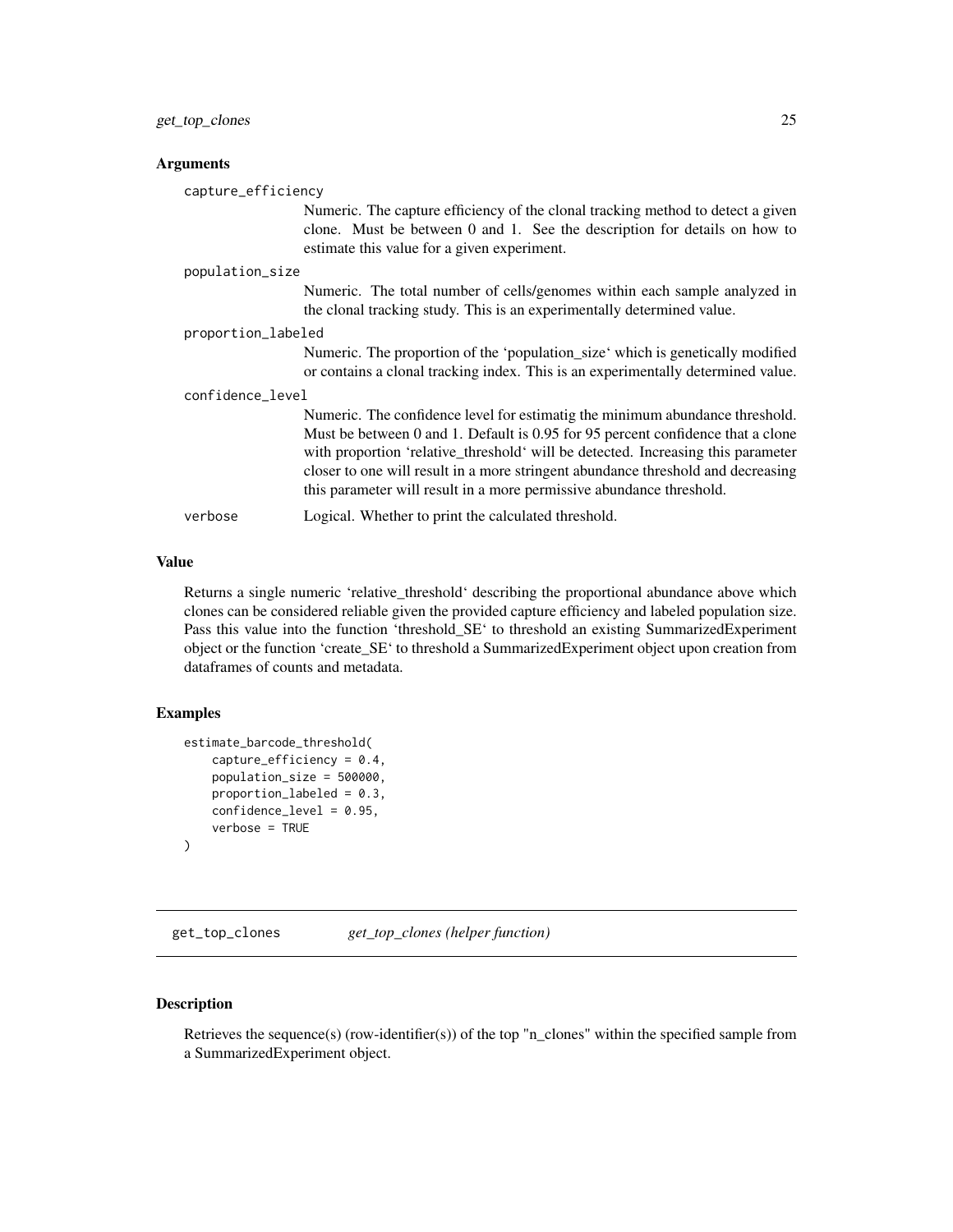### Arguments

`capture_efficiency`
: Numeric. The capture efficiency of the clonal tracking method to detect a given clone. Must be between 0 and 1. See the description for details on how to estimate this value for a given experiment.

`population_size`
: Numeric. The total number of cells/genomes within each sample analyzed in the clonal tracking study. This is an experimentally determined value.

`proportion_labeled`
: Numeric. The proportion of the 'population_size' which is genetically modified or contains a clonal tracking index. This is an experimentally determined value.

`confidence_level`
: Numeric. The confidence level for estimatig the minimum abundance threshold. Must be between 0 and 1. Default is 0.95 for 95 percent confidence that a clone with proportion 'relative_threshold' will be detected. Increasing this parameter closer to one will result in a more stringent abundance threshold and decreasing this parameter will result in a more permissive abundance threshold.

`verbose`
: Logical. Whether to print the calculated threshold.

### Value

Returns a single numeric 'relative_threshold' describing the proportional abundance above which clones can be considered reliable given the provided capture efficiency and labeled population size. Pass this value into the function 'threshold_SE' to threshold an existing SummarizedExperiment object or the function 'create_SE' to threshold a SummarizedExperiment object upon creation from dataframes of counts and metadata.

### Examples

```
estimate_barcode_threshold(
    capture_efficiency = 0.4,
    population_size = 500000,
    proportion_labeled = 0.3,
    confidence_level = 0.95,
    verbose = TRUE
)
```

---

## get_top_clones — *get_top_clones (helper function)*

### Description

Retrieves the sequence(s) (row-identifier(s)) of the top "n_clones" within the specified sample from a SummarizedExperiment object.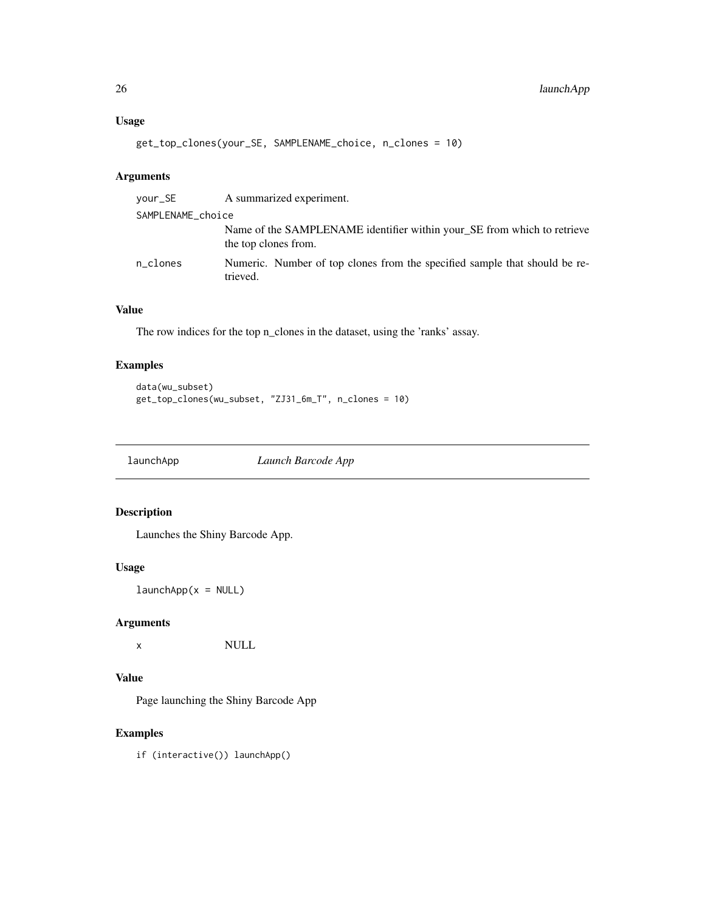### Usage

```
get_top_clones(your_SE, SAMPLENAME_choice, n_clones = 10)
```

### Arguments

| | |
|---|---|
| your_SE | A summarized experiment. |
| SAMPLENAME_choice | Name of the SAMPLENAME identifier within your_SE from which to retrieve the top clones from. |
| n_clones | Numeric. Number of top clones from the specified sample that should be retrieved. |

### Value

The row indices for the top n_clones in the dataset, using the 'ranks' assay.

### Examples

```
data(wu_subset)
get_top_clones(wu_subset, "ZJ31_6m_T", n_clones = 10)
```

## launchApp *Launch Barcode App*

### Description

Launches the Shiny Barcode App.

### Usage

```
launchApp(x = NULL)
```

### Arguments

| | |
|---|---|
| x | NULL |

### Value

Page launching the Shiny Barcode App

### Examples

```
if (interactive()) launchApp()
```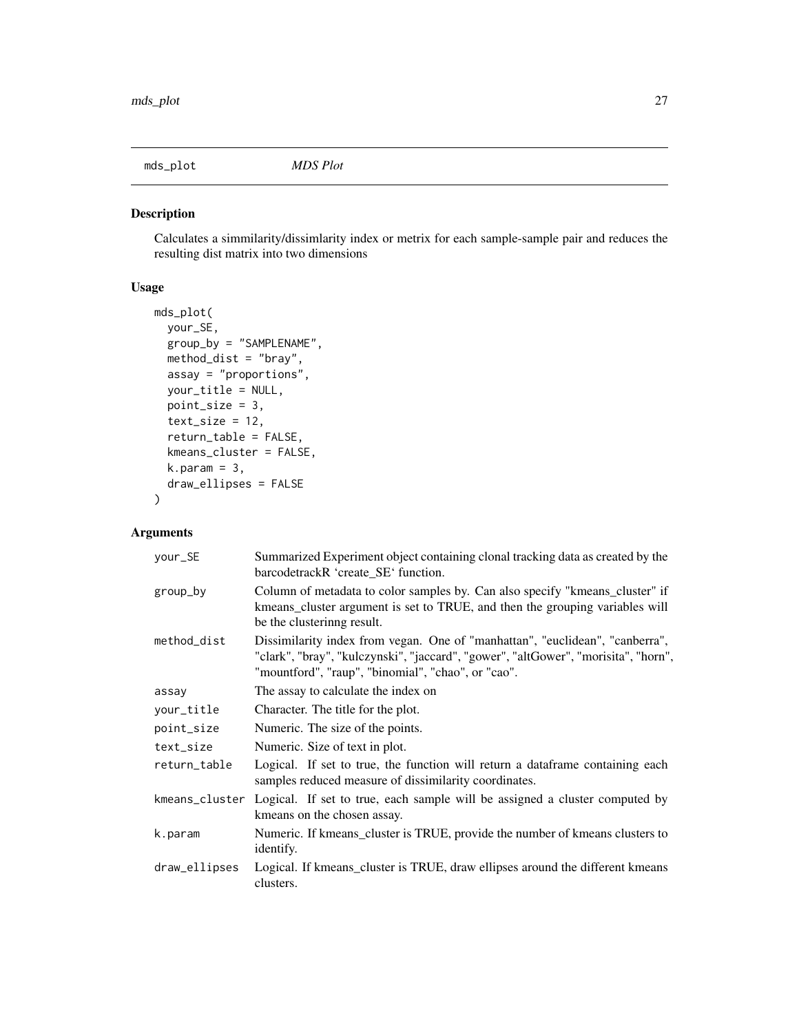## mds_plot *MDS Plot*

### Description

Calculates a simmilarity/dissimlarity index or metrix for each sample-sample pair and reduces the resulting dist matrix into two dimensions

### Usage

```
mds_plot(
  your_SE,
  group_by = "SAMPLENAME",
  method_dist = "bray",
  assay = "proportions",
  your_title = NULL,
  point_size = 3,
  text_size = 12,
  return_table = FALSE,
  kmeans_cluster = FALSE,
  k.param = 3,
  draw_ellipses = FALSE
)
```

### Arguments

| | |
|---|---|
| your_SE | Summarized Experiment object containing clonal tracking data as created by the barcodetrackR 'create_SE' function. |
| group_by | Column of metadata to color samples by. Can also specify "kmeans_cluster" if kmeans_cluster argument is set to TRUE, and then the grouping variables will be the clusterinng result. |
| method_dist | Dissimilarity index from vegan. One of "manhattan", "euclidean", "canberra", "clark", "bray", "kulczynski", "jaccard", "gower", "altGower", "morisita", "horn", "mountford", "raup", "binomial", "chao", or "cao". |
| assay | The assay to calculate the index on |
| your_title | Character. The title for the plot. |
| point_size | Numeric. The size of the points. |
| text_size | Numeric. Size of text in plot. |
| return_table | Logical. If set to true, the function will return a dataframe containing each samples reduced measure of dissimilarity coordinates. |
| kmeans_cluster | Logical. If set to true, each sample will be assigned a cluster computed by kmeans on the chosen assay. |
| k.param | Numeric. If kmeans_cluster is TRUE, provide the number of kmeans clusters to identify. |
| draw_ellipses | Logical. If kmeans_cluster is TRUE, draw ellipses around the different kmeans clusters. |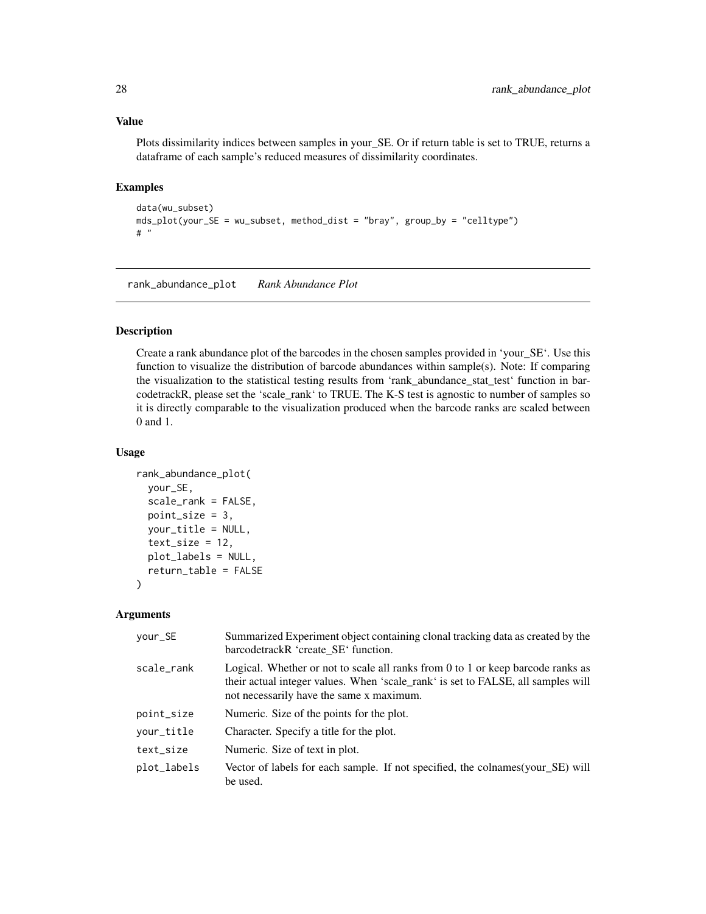### Value

Plots dissimilarity indices between samples in your_SE. Or if return table is set to TRUE, returns a dataframe of each sample's reduced measures of dissimilarity coordinates.

### Examples

```
data(wu_subset)
mds_plot(your_SE = wu_subset, method_dist = "bray", group_by = "celltype")
# "
```

---

## rank_abundance_plot    *Rank Abundance Plot*

---

### Description

Create a rank abundance plot of the barcodes in the chosen samples provided in 'your_SE'. Use this function to visualize the distribution of barcode abundances within sample(s). Note: If comparing the visualization to the statistical testing results from 'rank_abundance_stat_test' function in barcodetrackR, please set the 'scale_rank' to TRUE. The K-S test is agnostic to number of samples so it is directly comparable to the visualization produced when the barcode ranks are scaled between 0 and 1.

### Usage

```
rank_abundance_plot(
  your_SE,
  scale_rank = FALSE,
  point_size = 3,
  your_title = NULL,
  text_size = 12,
  plot_labels = NULL,
  return_table = FALSE
)
```

### Arguments

| | |
|---|---|
| your_SE | Summarized Experiment object containing clonal tracking data as created by the barcodetrackR 'create_SE' function. |
| scale_rank | Logical. Whether or not to scale all ranks from 0 to 1 or keep barcode ranks as their actual integer values. When 'scale_rank' is set to FALSE, all samples will not necessarily have the same x maximum. |
| point_size | Numeric. Size of the points for the plot. |
| your_title | Character. Specify a title for the plot. |
| text_size | Numeric. Size of text in plot. |
| plot_labels | Vector of labels for each sample. If not specified, the colnames(your_SE) will be used. |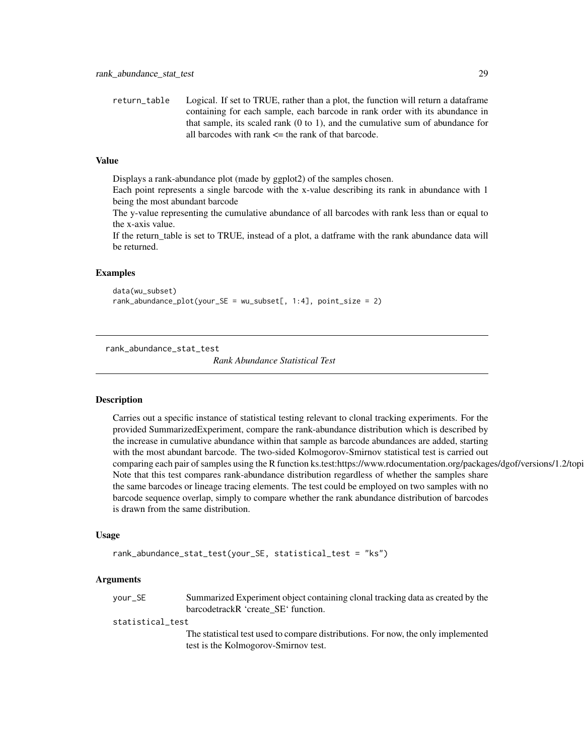return_table
: Logical. If set to TRUE, rather than a plot, the function will return a dataframe containing for each sample, each barcode in rank order with its abundance in that sample, its scaled rank (0 to 1), and the cumulative sum of abundance for all barcodes with rank <= the rank of that barcode.

### Value

Displays a rank-abundance plot (made by ggplot2) of the samples chosen.
Each point represents a single barcode with the x-value describing its rank in abundance with 1 being the most abundant barcode
The y-value representing the cumulative abundance of all barcodes with rank less than or equal to the x-axis value.
If the return_table is set to TRUE, instead of a plot, a datframe with the rank abundance data will be returned.

### Examples

```
data(wu_subset)
rank_abundance_plot(your_SE = wu_subset[, 1:4], point_size = 2)
```

---

## rank_abundance_stat_test — *Rank Abundance Statistical Test*

---

### Description

Carries out a specific instance of statistical testing relevant to clonal tracking experiments. For the provided SummarizedExperiment, compare the rank-abundance distribution which is described by the increase in cumulative abundance within that sample as barcode abundances are added, starting with the most abundant barcode. The two-sided Kolmogorov-Smirnov statistical test is carried out comparing each pair of samples using the R function ks.test:https://www.rdocumentation.org/packages/dgof/versions/1.2/topi
Note that this test compares rank-abundance distribution regardless of whether the samples share the same barcodes or lineage tracing elements. The test could be employed on two samples with no barcode sequence overlap, simply to compare whether the rank abundance distribution of barcodes is drawn from the same distribution.

### Usage

```
rank_abundance_stat_test(your_SE, statistical_test = "ks")
```

### Arguments

your_SE
: Summarized Experiment object containing clonal tracking data as created by the barcodetrackR 'create_SE' function.

statistical_test
: The statistical test used to compare distributions. For now, the only implemented test is the Kolmogorov-Smirnov test.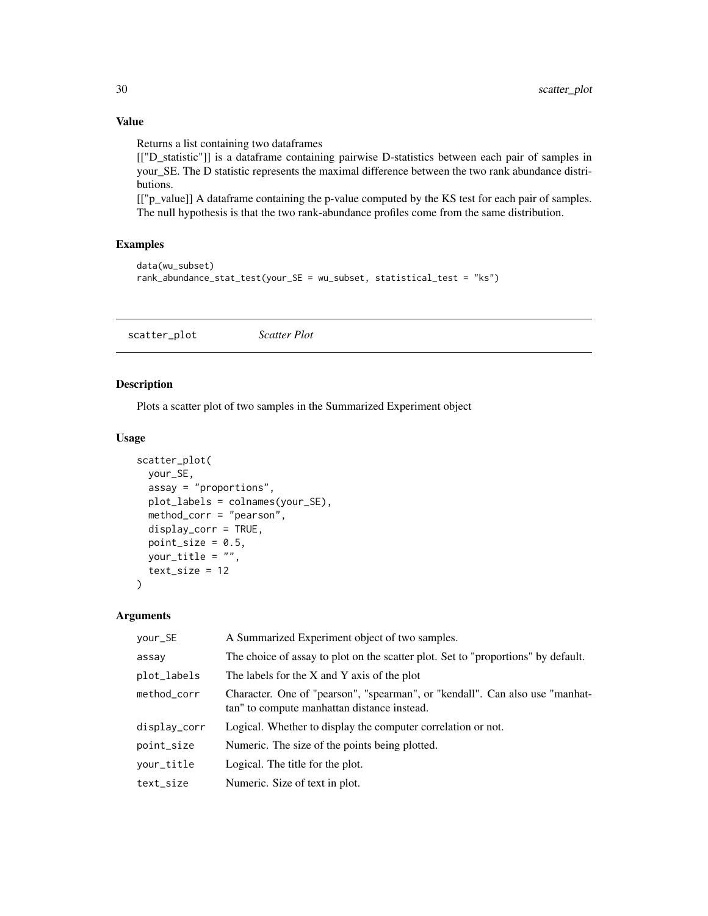### Value

Returns a list containing two dataframes
[["D_statistic"]] is a dataframe containing pairwise D-statistics between each pair of samples in your_SE. The D statistic represents the maximal difference between the two rank abundance distributions.
[["p_value]] A dataframe containing the p-value computed by the KS test for each pair of samples. The null hypothesis is that the two rank-abundance profiles come from the same distribution.

### Examples

```
data(wu_subset)
rank_abundance_stat_test(your_SE = wu_subset, statistical_test = "ks")
```

---

## scatter_plot *Scatter Plot*

---

### Description

Plots a scatter plot of two samples in the Summarized Experiment object

### Usage

```
scatter_plot(
  your_SE,
  assay = "proportions",
  plot_labels = colnames(your_SE),
  method_corr = "pearson",
  display_corr = TRUE,
  point_size = 0.5,
  your_title = "",
  text_size = 12
)
```

### Arguments

| | |
|---|---|
| your_SE | A Summarized Experiment object of two samples. |
| assay | The choice of assay to plot on the scatter plot. Set to "proportions" by default. |
| plot_labels | The labels for the X and Y axis of the plot |
| method_corr | Character. One of "pearson", "spearman", or "kendall". Can also use "manhattan" to compute manhattan distance instead. |
| display_corr | Logical. Whether to display the computer correlation or not. |
| point_size | Numeric. The size of the points being plotted. |
| your_title | Logical. The title for the plot. |
| text_size | Numeric. Size of text in plot. |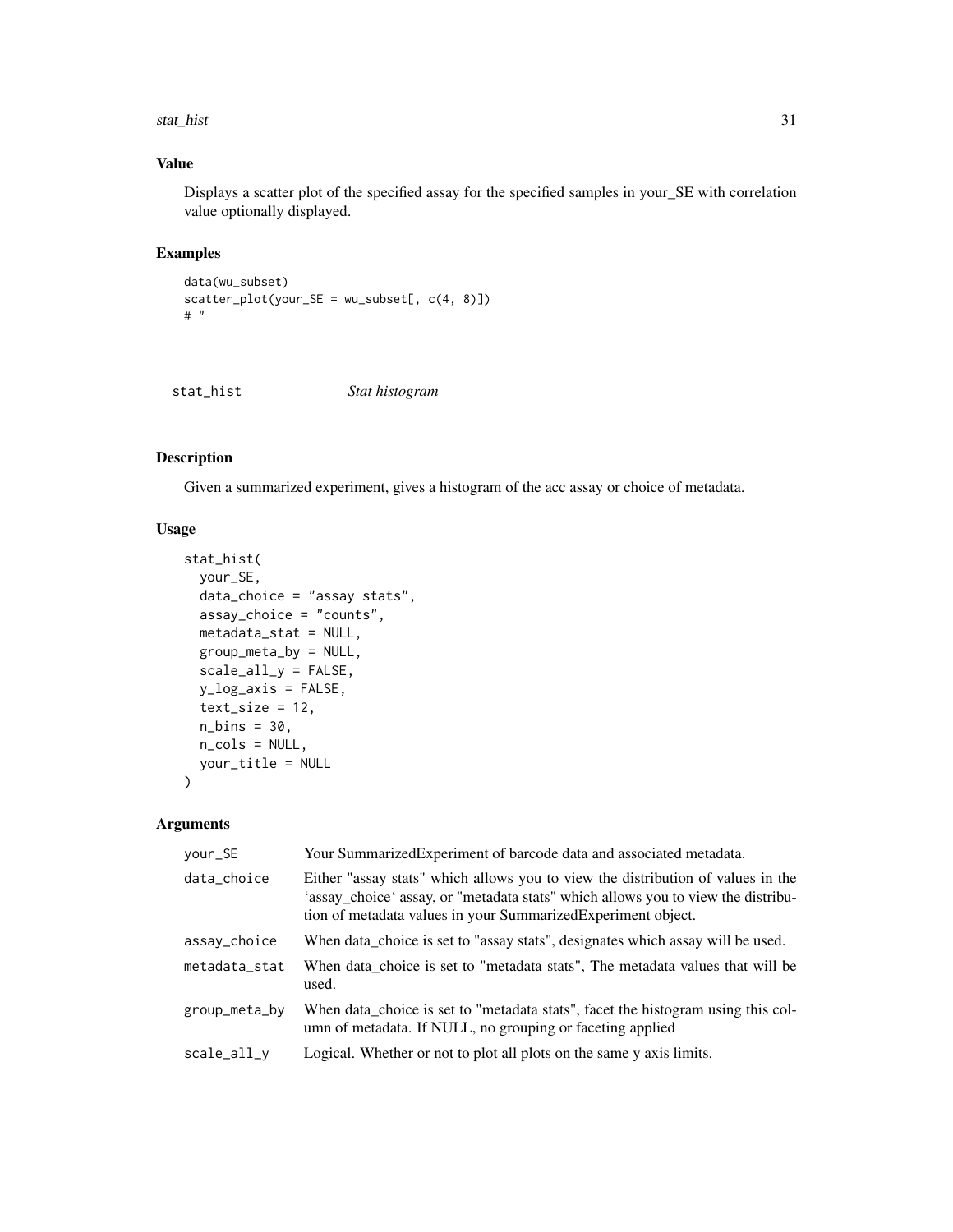## Value

Displays a scatter plot of the specified assay for the specified samples in your_SE with correlation value optionally displayed.

## Examples

```
data(wu_subset)
scatter_plot(your_SE = wu_subset[, c(4, 8)])
# "
```

---

# stat_hist — *Stat histogram*

## Description

Given a summarized experiment, gives a histogram of the acc assay or choice of metadata.

## Usage

```
stat_hist(
  your_SE,
  data_choice = "assay stats",
  assay_choice = "counts",
  metadata_stat = NULL,
  group_meta_by = NULL,
  scale_all_y = FALSE,
  y_log_axis = FALSE,
  text_size = 12,
  n_bins = 30,
  n_cols = NULL,
  your_title = NULL
)
```

## Arguments

| Argument | Description |
|---|---|
| `your_SE` | Your SummarizedExperiment of barcode data and associated metadata. |
| `data_choice` | Either "assay stats" which allows you to view the distribution of values in the 'assay_choice' assay, or "metadata stats" which allows you to view the distribution of metadata values in your SummarizedExperiment object. |
| `assay_choice` | When data_choice is set to "assay stats", designates which assay will be used. |
| `metadata_stat` | When data_choice is set to "metadata stats", The metadata values that will be used. |
| `group_meta_by` | When data_choice is set to "metadata stats", facet the histogram using this column of metadata. If NULL, no grouping or faceting applied |
| `scale_all_y` | Logical. Whether or not to plot all plots on the same y axis limits. |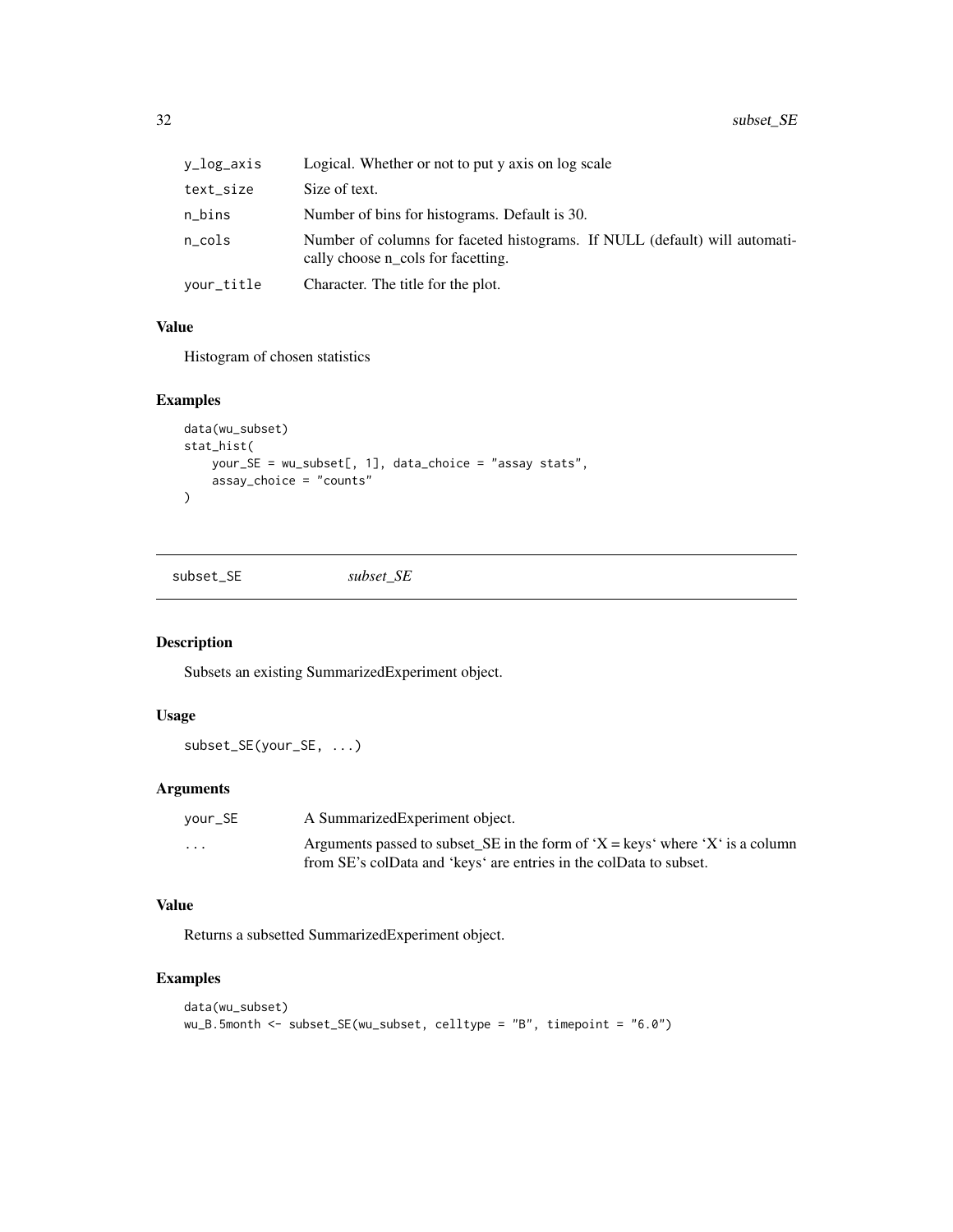| | |
|---|---|
| y_log_axis | Logical. Whether or not to put y axis on log scale |
| text_size | Size of text. |
| n_bins | Number of bins for histograms. Default is 30. |
| n_cols | Number of columns for faceted histograms. If NULL (default) will automatically choose n_cols for facetting. |
| your_title | Character. The title for the plot. |

### Value

Histogram of chosen statistics

### Examples

```
data(wu_subset)
stat_hist(
    your_SE = wu_subset[, 1], data_choice = "assay stats",
    assay_choice = "counts"
)
```

## subset_SE *subset_SE*

### Description

Subsets an existing SummarizedExperiment object.

### Usage

```
subset_SE(your_SE, ...)
```

### Arguments

| | |
|---|---|
| your_SE | A SummarizedExperiment object. |
| ... | Arguments passed to subset_SE in the form of 'X = keys' where 'X' is a column from SE's colData and 'keys' are entries in the colData to subset. |

### Value

Returns a subsetted SummarizedExperiment object.

### Examples

```
data(wu_subset)
wu_B.5month <- subset_SE(wu_subset, celltype = "B", timepoint = "6.0")
```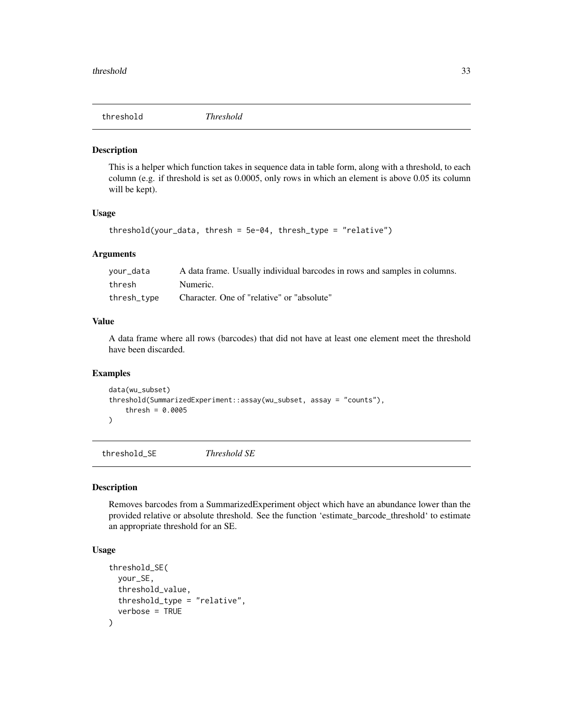## threshold *Threshold*

### Description

This is a helper which function takes in sequence data in table form, along with a threshold, to each column (e.g. if threshold is set as 0.0005, only rows in which an element is above 0.05 its column will be kept).

### Usage

```
threshold(your_data, thresh = 5e-04, thresh_type = "relative")
```

### Arguments

| | |
|---|---|
| your_data | A data frame. Usually individual barcodes in rows and samples in columns. |
| thresh | Numeric. |
| thresh_type | Character. One of "relative" or "absolute" |

### Value

A data frame where all rows (barcodes) that did not have at least one element meet the threshold have been discarded.

### Examples

```
data(wu_subset)
threshold(SummarizedExperiment::assay(wu_subset, assay = "counts"),
    thresh = 0.0005
)
```

## threshold_SE *Threshold SE*

### Description

Removes barcodes from a SummarizedExperiment object which have an abundance lower than the provided relative or absolute threshold. See the function 'estimate_barcode_threshold' to estimate an appropriate threshold for an SE.

### Usage

```
threshold_SE(
  your_SE,
  threshold_value,
  threshold_type = "relative",
  verbose = TRUE
)
```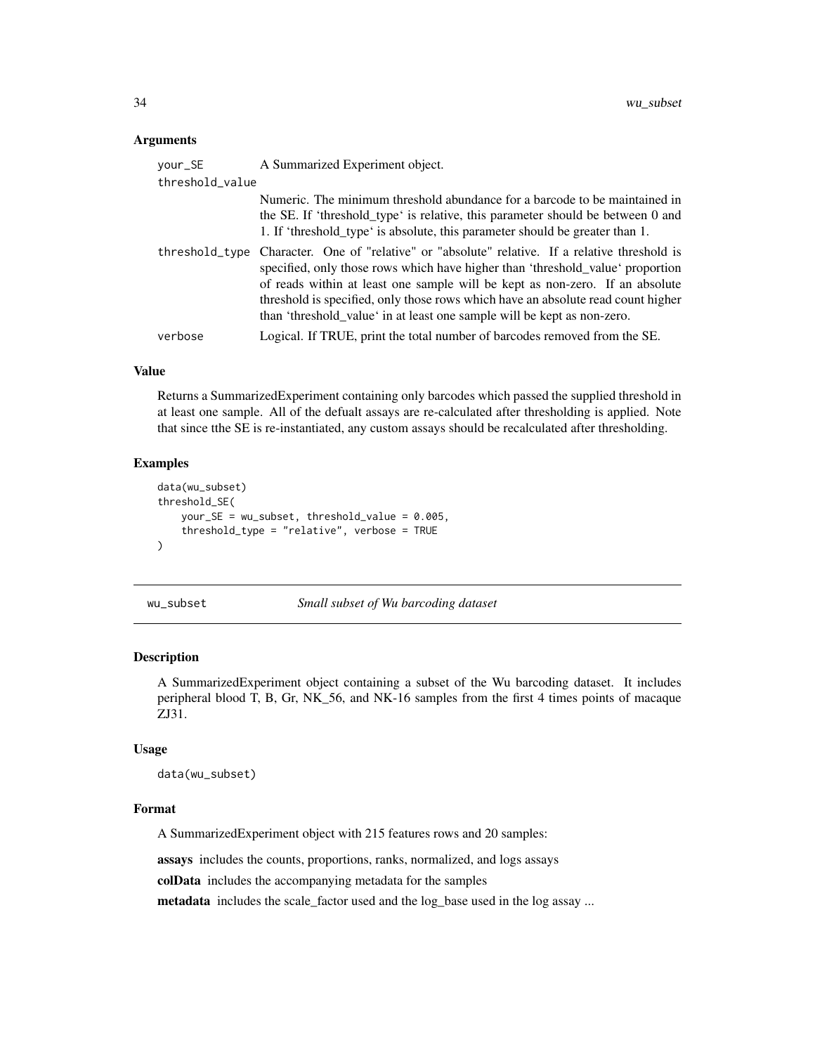### Arguments

| | |
|---|---|
| your_SE | A Summarized Experiment object. |
| threshold_value | Numeric. The minimum threshold abundance for a barcode to be maintained in the SE. If 'threshold_type' is relative, this parameter should be between 0 and 1. If 'threshold_type' is absolute, this parameter should be greater than 1. |
| threshold_type | Character. One of "relative" or "absolute" relative. If a relative threshold is specified, only those rows which have higher than 'threshold_value' proportion of reads within at least one sample will be kept as non-zero. If an absolute threshold is specified, only those rows which have an absolute read count higher than 'threshold_value' in at least one sample will be kept as non-zero. |
| verbose | Logical. If TRUE, print the total number of barcodes removed from the SE. |

### Value

Returns a SummarizedExperiment containing only barcodes which passed the supplied threshold in at least one sample. All of the defualt assays are re-calculated after thresholding is applied. Note that since tthe SE is re-instantiated, any custom assays should be recalculated after thresholding.

### Examples

```
data(wu_subset)
threshold_SE(
    your_SE = wu_subset, threshold_value = 0.005,
    threshold_type = "relative", verbose = TRUE
)
```

---

## wu_subset    *Small subset of Wu barcoding dataset*

---

### Description

A SummarizedExperiment object containing a subset of the Wu barcoding dataset. It includes peripheral blood T, B, Gr, NK_56, and NK-16 samples from the first 4 times points of macaque ZJ31.

### Usage

```
data(wu_subset)
```

### Format

A SummarizedExperiment object with 215 features rows and 20 samples:

**assays** includes the counts, proportions, ranks, normalized, and logs assays

**colData** includes the accompanying metadata for the samples

**metadata** includes the scale_factor used and the log_base used in the log assay ...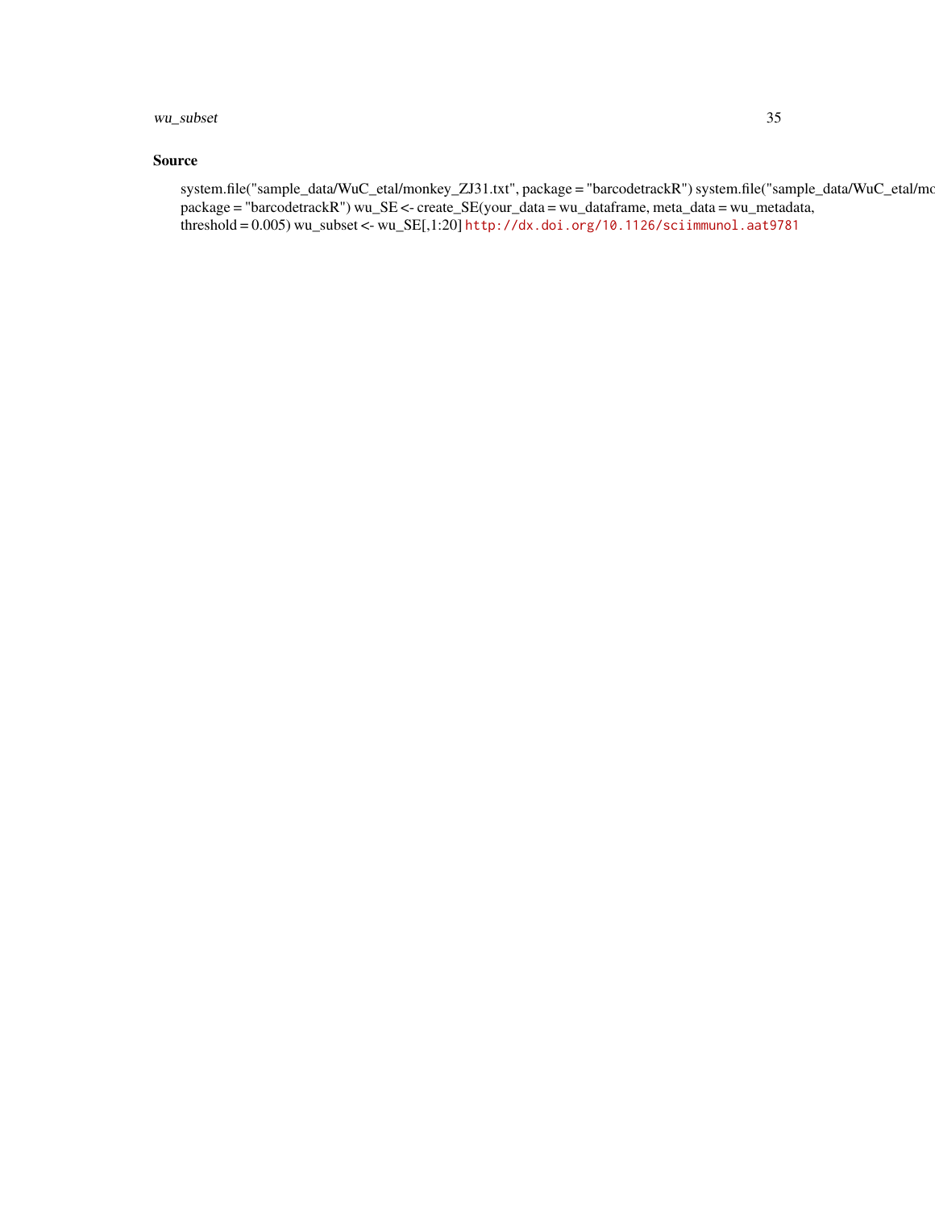## Source

system.file("sample_data/WuC_etal/monkey_ZJ31.txt", package = "barcodetrackR") system.file("sample_data/WuC_etal/mo
package = "barcodetrackR") wu_SE <- create_SE(your_data = wu_dataframe, meta_data = wu_metadata,
threshold = 0.005) wu_subset <- wu_SE[,1:20] http://dx.doi.org/10.1126/sciimmunol.aat9781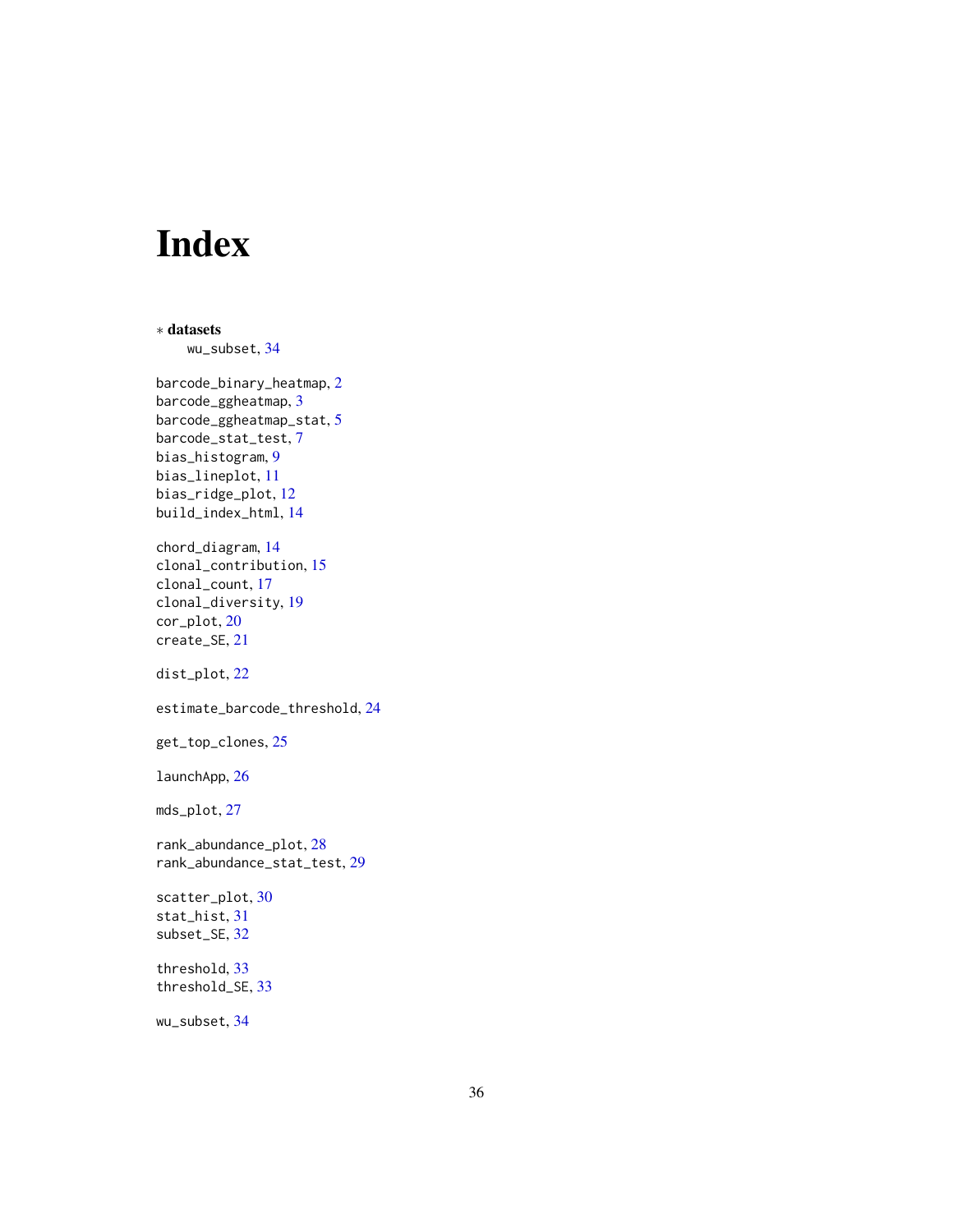# Index

∗ **datasets**
    wu_subset, 34

barcode_binary_heatmap, 2
barcode_ggheatmap, 3
barcode_ggheatmap_stat, 5
barcode_stat_test, 7
bias_histogram, 9
bias_lineplot, 11
bias_ridge_plot, 12
build_index_html, 14

chord_diagram, 14
clonal_contribution, 15
clonal_count, 17
clonal_diversity, 19
cor_plot, 20
create_SE, 21

dist_plot, 22

estimate_barcode_threshold, 24

get_top_clones, 25

launchApp, 26

mds_plot, 27

rank_abundance_plot, 28
rank_abundance_stat_test, 29

scatter_plot, 30
stat_hist, 31
subset_SE, 32

threshold, 33
threshold_SE, 33

wu_subset, 34